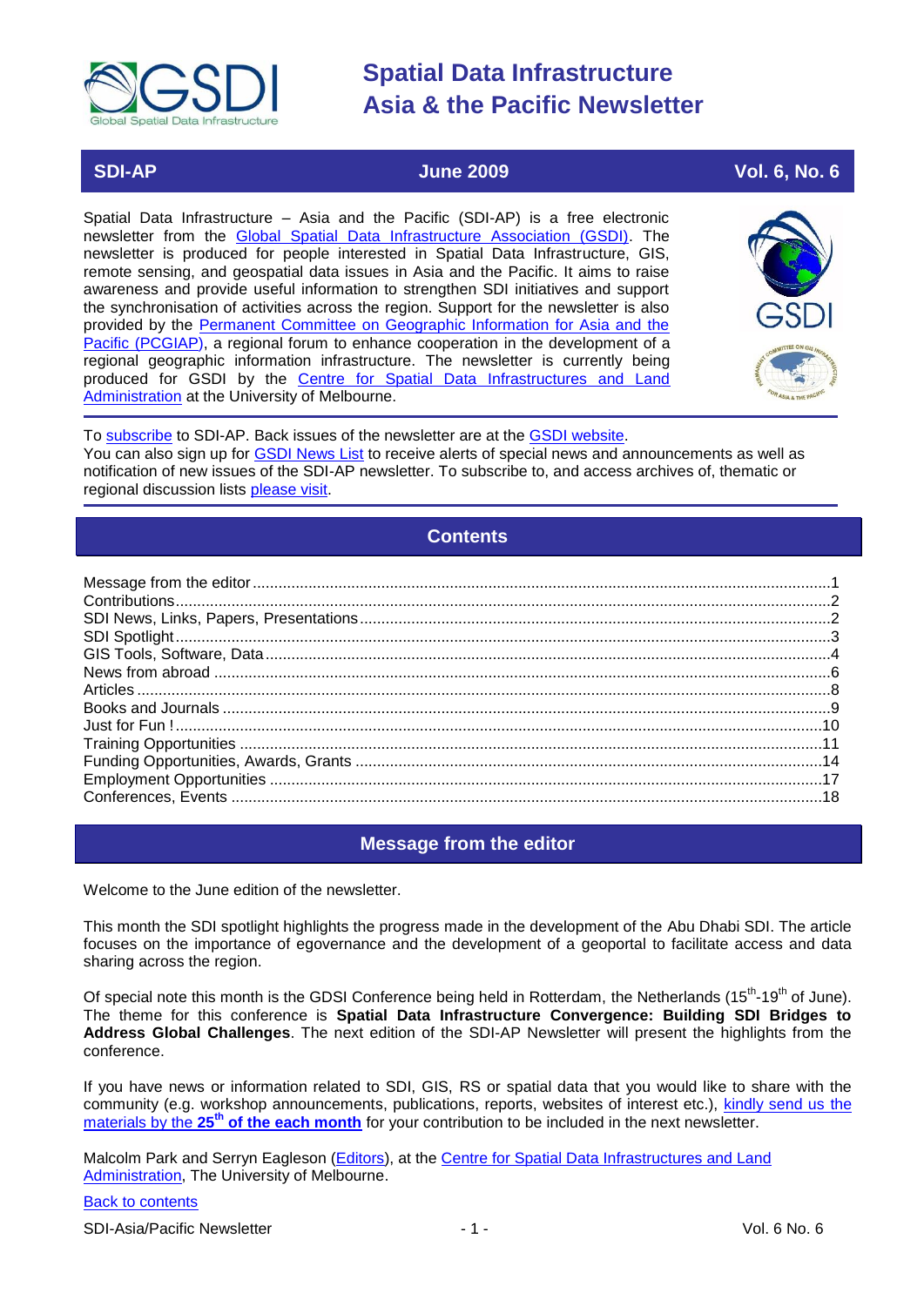# Spatial Data Infrastructure Asia & the Pacific Newsletter

**SDI-AP** | **June 2009** | **Vol. 6, No. 6**

Spatial Data Infrastructure – Asia and the Pacific (SDI-AP) is a free electronic newsletter from the Global Spatial Data Infrastructure Association (GSDI). The newsletter is produced for people interested in Spatial Data Infrastructure, GIS, remote sensing, and geospatial data issues in Asia and the Pacific. It aims to raise awareness and provide useful information to strengthen SDI initiatives and support the synchronisation of activities across the region. Support for the newsletter is also provided by the Permanent Committee on Geographic Information for Asia and the Pacific (PCGIAP), a regional forum to enhance cooperation in the development of a regional geographic information infrastructure. The newsletter is currently being produced for GSDI by the Centre for Spatial Data Infrastructures and Land Administration at the University of Melbourne.

To subscribe to SDI-AP. Back issues of the newsletter are at the GSDI website.
You can also sign up for GSDI News List to receive alerts of special news and announcements as well as notification of new issues of the SDI-AP newsletter. To subscribe to, and access archives of, thematic or regional discussion lists please visit.

## Contents

- Message from the editor ..... 1
- Contributions ..... 2
- SDI News, Links, Papers, Presentations ..... 2
- SDI Spotlight ..... 3
- GIS Tools, Software, Data ..... 4
- News from abroad ..... 6
- Articles ..... 8
- Books and Journals ..... 9
- Just for Fun ! ..... 10
- Training Opportunities ..... 11
- Funding Opportunities, Awards, Grants ..... 14
- Employment Opportunities ..... 17
- Conferences, Events ..... 18

## Message from the editor

Welcome to the June edition of the newsletter.

This month the SDI spotlight highlights the progress made in the development of the Abu Dhabi SDI. The article focuses on the importance of egovernance and the development of a geoportal to facilitate access and data sharing across the region.

Of special note this month is the GDSI Conference being held in Rotterdam, the Netherlands (15th-19th of June). The theme for this conference is **Spatial Data Infrastructure Convergence: Building SDI Bridges to Address Global Challenges**. The next edition of the SDI-AP Newsletter will present the highlights from the conference.

If you have news or information related to SDI, GIS, RS or spatial data that you would like to share with the community (e.g. workshop announcements, publications, reports, websites of interest etc.), kindly send us the materials by the **25th of the each month** for your contribution to be included in the next newsletter.

Malcolm Park and Serryn Eagleson (Editors), at the Centre for Spatial Data Infrastructures and Land Administration, The University of Melbourne.

Back to contents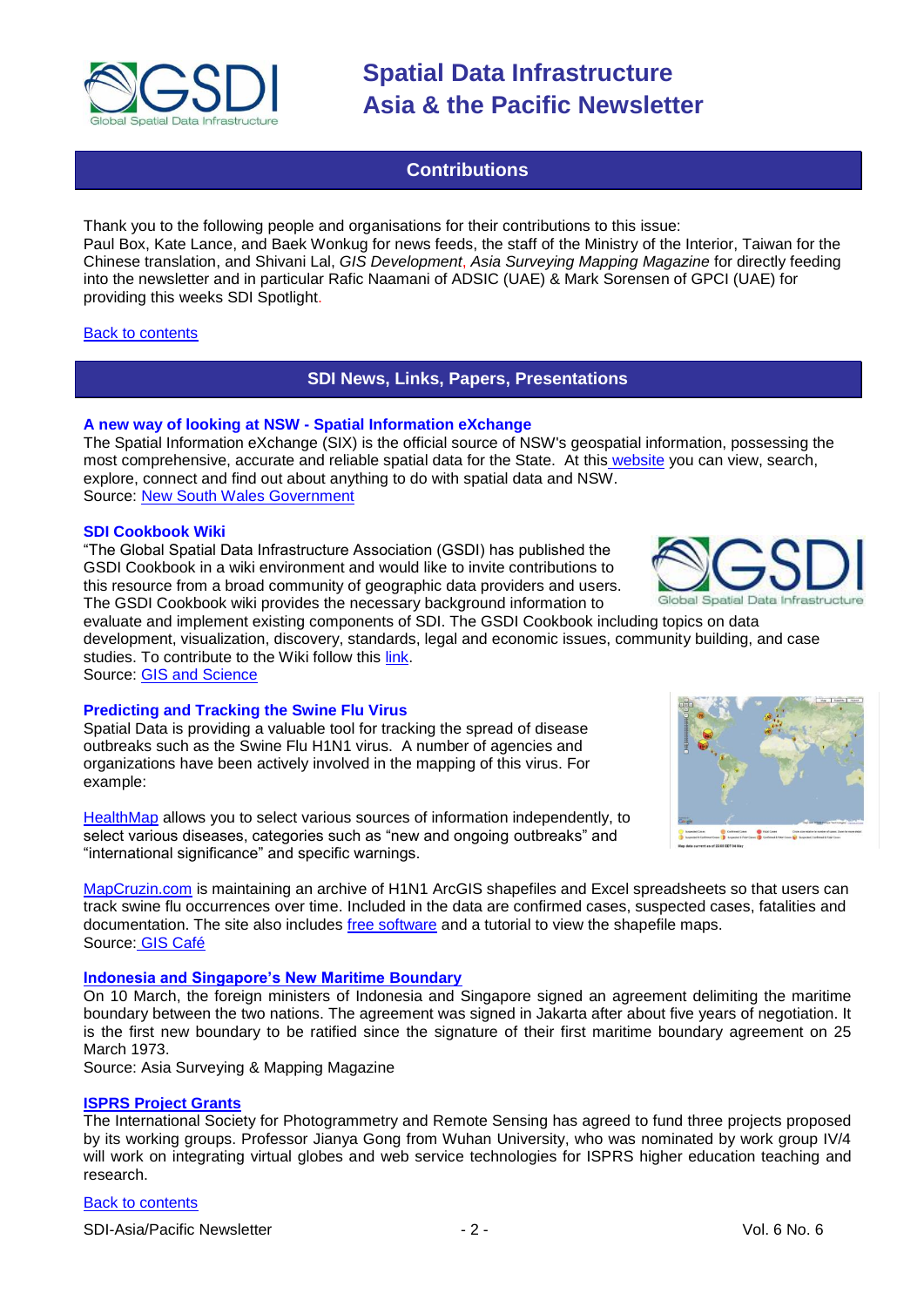## Contributions

Thank you to the following people and organisations for their contributions to this issue:
Paul Box, Kate Lance, and Baek Wonkug for news feeds, the staff of the Ministry of the Interior, Taiwan for the Chinese translation, and Shivani Lal, *GIS Development*, *Asia Surveying Mapping Magazine* for directly feeding into the newsletter and in particular Rafic Naamani of ADSIC (UAE) & Mark Sorensen of GPCI (UAE) for providing this weeks SDI Spotlight.

Back to contents

## SDI News, Links, Papers, Presentations

### A new way of looking at NSW - Spatial Information eXchange

The Spatial Information eXchange (SIX) is the official source of NSW's geospatial information, possessing the most comprehensive, accurate and reliable spatial data for the State. At this website you can view, search, explore, connect and find out about anything to do with spatial data and NSW.
Source: New South Wales Government

### SDI Cookbook Wiki

"The Global Spatial Data Infrastructure Association (GSDI) has published the GSDI Cookbook in a wiki environment and would like to invite contributions to this resource from a broad community of geographic data providers and users. The GSDI Cookbook wiki provides the necessary background information to evaluate and implement existing components of SDI. The GSDI Cookbook including topics on data development, visualization, discovery, standards, legal and economic issues, community building, and case studies. To contribute to the Wiki follow this link.
Source: GIS and Science

### Predicting and Tracking the Swine Flu Virus

Spatial Data is providing a valuable tool for tracking the spread of disease outbreaks such as the Swine Flu H1N1 virus. A number of agencies and organizations have been actively involved in the mapping of this virus. For example:

HealthMap allows you to select various sources of information independently, to select various diseases, categories such as "new and ongoing outbreaks" and "international significance" and specific warnings.

MapCruzin.com is maintaining an archive of H1N1 ArcGIS shapefiles and Excel spreadsheets so that users can track swine flu occurrences over time. Included in the data are confirmed cases, suspected cases, fatalities and documentation. The site also includes free software and a tutorial to view the shapefile maps.
Source: GIS Café

### Indonesia and Singapore's New Maritime Boundary

On 10 March, the foreign ministers of Indonesia and Singapore signed an agreement delimiting the maritime boundary between the two nations. The agreement was signed in Jakarta after about five years of negotiation. It is the first new boundary to be ratified since the signature of their first maritime boundary agreement on 25 March 1973.
Source: Asia Surveying & Mapping Magazine

### ISPRS Project Grants

The International Society for Photogrammetry and Remote Sensing has agreed to fund three projects proposed by its working groups. Professor Jianya Gong from Wuhan University, who was nominated by work group IV/4 will work on integrating virtual globes and web service technologies for ISPRS higher education teaching and research.

Back to contents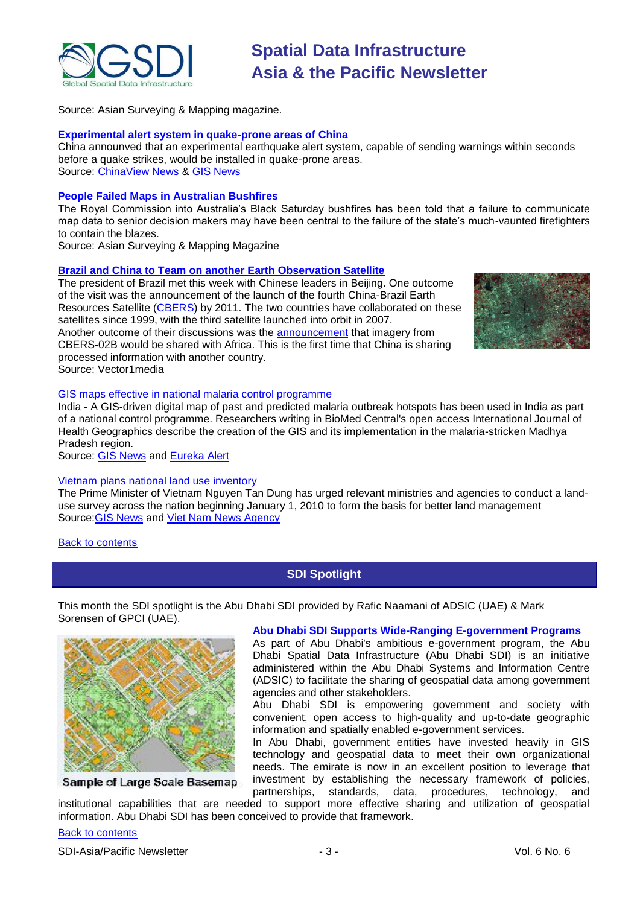Source: Asian Surveying & Mapping magazine.

**Experimental alert system in quake-prone areas of China**

China announved that an experimental earthquake alert system, capable of sending warnings within seconds before a quake strikes, would be installed in quake-prone areas.
Source: ChinaView News & GIS News

**People Failed Maps in Australian Bushfires**

The Royal Commission into Australia's Black Saturday bushfires has been told that a failure to communicate map data to senior decision makers may have been central to the failure of the state's much-vaunted firefighters to contain the blazes.
Source: Asian Surveying & Mapping Magazine

**Brazil and China to Team on another Earth Observation Satellite**

The president of Brazil met this week with Chinese leaders in Beijing. One outcome of the visit was the announcement of the launch of the fourth China-Brazil Earth Resources Satellite (CBERS) by 2011. The two countries have collaborated on these satellites since 1999, with the third satellite launched into orbit in 2007.
Another outcome of their discussions was the announcement that imagery from CBERS-02B would be shared with Africa. This is the first time that China is sharing processed information with another country.
Source: Vector1media

GIS maps effective in national malaria control programme

India - A GIS-driven digital map of past and predicted malaria outbreak hotspots has been used in India as part of a national control programme. Researchers writing in BioMed Central's open access International Journal of Health Geographics describe the creation of the GIS and its implementation in the malaria-stricken Madhya Pradesh region.
Source: GIS News and Eureka Alert

Vietnam plans national land use inventory

The Prime Minister of Vietnam Nguyen Tan Dung has urged relevant ministries and agencies to conduct a land-use survey across the nation beginning January 1, 2010 to form the basis for better land management
Source:GIS News and Viet Nam News Agency

Back to contents

## SDI Spotlight

This month the SDI spotlight is the Abu Dhabi SDI provided by Rafic Naamani of ADSIC (UAE) & Mark Sorensen of GPCI (UAE).

Sample of Large Scale Basemap

**Abu Dhabi SDI Supports Wide-Ranging E-government Programs**

As part of Abu Dhabi's ambitious e-government program, the Abu Dhabi Spatial Data Infrastructure (Abu Dhabi SDI) is an initiative administered within the Abu Dhabi Systems and Information Centre (ADSIC) to facilitate the sharing of geospatial data among government agencies and other stakeholders.

Abu Dhabi SDI is empowering government and society with convenient, open access to high-quality and up-to-date geographic information and spatially enabled e-government services.

In Abu Dhabi, government entities have invested heavily in GIS technology and geospatial data to meet their own organizational needs. The emirate is now in an excellent position to leverage that investment by establishing the necessary framework of policies, partnerships, standards, data, procedures, technology, and institutional capabilities that are needed to support more effective sharing and utilization of geospatial information. Abu Dhabi SDI has been conceived to provide that framework.

Back to contents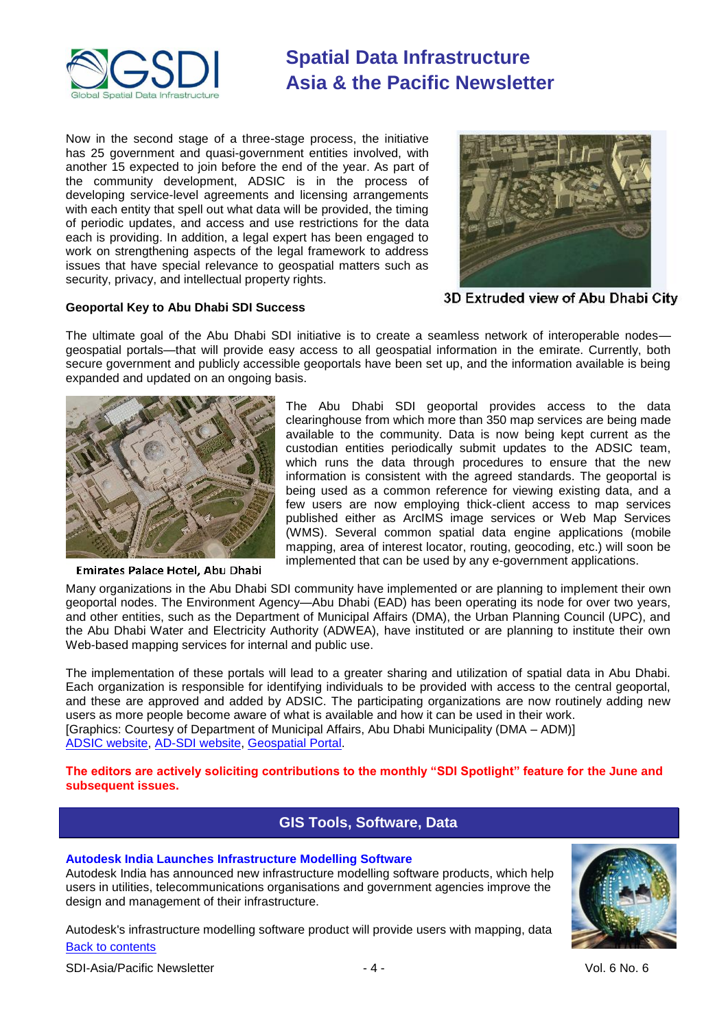Now in the second stage of a three-stage process, the initiative has 25 government and quasi-government entities involved, with another 15 expected to join before the end of the year. As part of the community development, ADSIC is in the process of developing service-level agreements and licensing arrangements with each entity that spell out what data will be provided, the timing of periodic updates, and access and use restrictions for the data each is providing. In addition, a legal expert has been engaged to work on strengthening aspects of the legal framework to address issues that have special relevance to geospatial matters such as security, privacy, and intellectual property rights.

3D Extruded view of Abu Dhabi City

**Geoportal Key to Abu Dhabi SDI Success**

The ultimate goal of the Abu Dhabi SDI initiative is to create a seamless network of interoperable nodes—geospatial portals—that will provide easy access to all geospatial information in the emirate. Currently, both secure government and publicly accessible geoportals have been set up, and the information available is being expanded and updated on an ongoing basis.

The Abu Dhabi SDI geoportal provides access to the data clearinghouse from which more than 350 map services are being made available to the community. Data is now being kept current as the custodian entities periodically submit updates to the ADSIC team, which runs the data through procedures to ensure that the new information is consistent with the agreed standards. The geoportal is being used as a common reference for viewing existing data, and a few users are now employing thick-client access to map services published either as ArcIMS image services or Web Map Services (WMS). Several common spatial data engine applications (mobile mapping, area of interest locator, routing, geocoding, etc.) will soon be implemented that can be used by any e-government applications.

Emirates Palace Hotel, Abu Dhabi

Many organizations in the Abu Dhabi SDI community have implemented or are planning to implement their own geoportal nodes. The Environment Agency—Abu Dhabi (EAD) has been operating its node for over two years, and other entities, such as the Department of Municipal Affairs (DMA), the Urban Planning Council (UPC), and the Abu Dhabi Water and Electricity Authority (ADWEA), have instituted or are planning to institute their own Web-based mapping services for internal and public use.

The implementation of these portals will lead to a greater sharing and utilization of spatial data in Abu Dhabi. Each organization is responsible for identifying individuals to be provided with access to the central geoportal, and these are approved and added by ADSIC. The participating organizations are now routinely adding new users as more people become aware of what is available and how it can be used in their work.
[Graphics: Courtesy of Department of Municipal Affairs, Abu Dhabi Municipality (DMA – ADM)]
ADSIC website, AD-SDI website, Geospatial Portal.

**The editors are actively soliciting contributions to the monthly "SDI Spotlight" feature for the June and subsequent issues.**

## GIS Tools, Software, Data

### Autodesk India Launches Infrastructure Modelling Software

Autodesk India has announced new infrastructure modelling software products, which help users in utilities, telecommunications organisations and government agencies improve the design and management of their infrastructure.

Autodesk's infrastructure modelling software product will provide users with mapping, data

Back to contents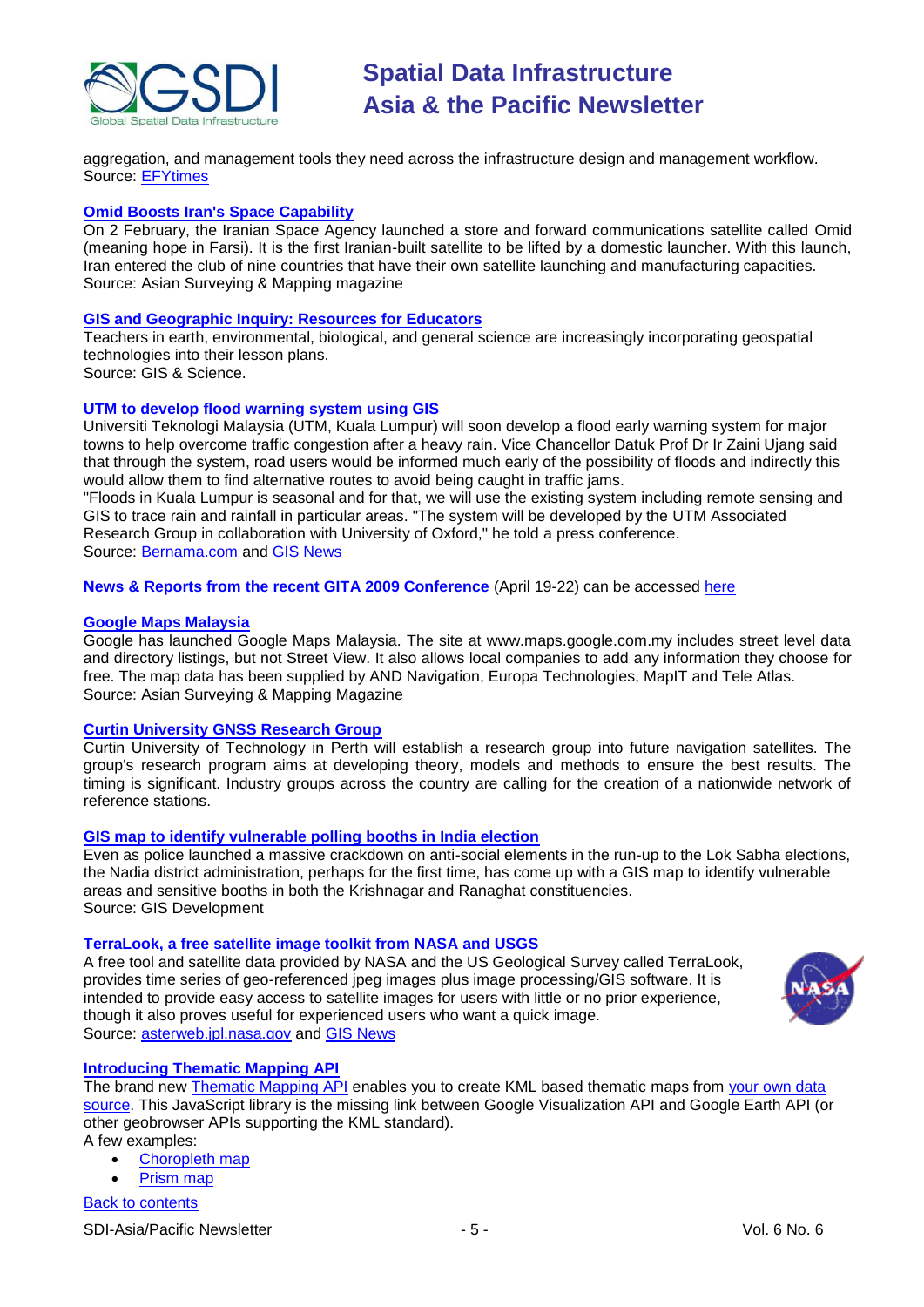aggregation, and management tools they need across the infrastructure design and management workflow.
Source: EFYtimes

### Omid Boosts Iran's Space Capability

On 2 February, the Iranian Space Agency launched a store and forward communications satellite called Omid (meaning hope in Farsi). It is the first Iranian-built satellite to be lifted by a domestic launcher. With this launch, Iran entered the club of nine countries that have their own satellite launching and manufacturing capacities.
Source: Asian Surveying & Mapping magazine

### GIS and Geographic Inquiry: Resources for Educators

Teachers in earth, environmental, biological, and general science are increasingly incorporating geospatial technologies into their lesson plans.
Source: GIS & Science.

### UTM to develop flood warning system using GIS

Universiti Teknologi Malaysia (UTM, Kuala Lumpur) will soon develop a flood early warning system for major towns to help overcome traffic congestion after a heavy rain. Vice Chancellor Datuk Prof Dr Ir Zaini Ujang said that through the system, road users would be informed much early of the possibility of floods and indirectly this would allow them to find alternative routes to avoid being caught in traffic jams.
"Floods in Kuala Lumpur is seasonal and for that, we will use the existing system including remote sensing and GIS to trace rain and rainfall in particular areas. "The system will be developed by the UTM Associated Research Group in collaboration with University of Oxford," he told a press conference.
Source: Bernama.com and GIS News

**News & Reports from the recent GITA 2009 Conference** (April 19-22) can be accessed here

### Google Maps Malaysia

Google has launched Google Maps Malaysia. The site at www.maps.google.com.my includes street level data and directory listings, but not Street View. It also allows local companies to add any information they choose for free. The map data has been supplied by AND Navigation, Europa Technologies, MapIT and Tele Atlas.
Source: Asian Surveying & Mapping Magazine

### Curtin University GNSS Research Group

Curtin University of Technology in Perth will establish a research group into future navigation satellites. The group's research program aims at developing theory, models and methods to ensure the best results. The timing is significant. Industry groups across the country are calling for the creation of a nationwide network of reference stations.

### GIS map to identify vulnerable polling booths in India election

Even as police launched a massive crackdown on anti-social elements in the run-up to the Lok Sabha elections, the Nadia district administration, perhaps for the first time, has come up with a GIS map to identify vulnerable areas and sensitive booths in both the Krishnagar and Ranaghat constituencies.
Source: GIS Development

### TerraLook, a free satellite image toolkit from NASA and USGS

A free tool and satellite data provided by NASA and the US Geological Survey called TerraLook, provides time series of geo-referenced jpeg images plus image processing/GIS software. It is intended to provide easy access to satellite images for users with little or no prior experience, though it also proves useful for experienced users who want a quick image.
Source: asterweb.jpl.nasa.gov and GIS News

### Introducing Thematic Mapping API

The brand new Thematic Mapping API enables you to create KML based thematic maps from your own data source. This JavaScript library is the missing link between Google Visualization API and Google Earth API (or other geobrowser APIs supporting the KML standard).
A few examples:

- Choropleth map
- Prism map

Back to contents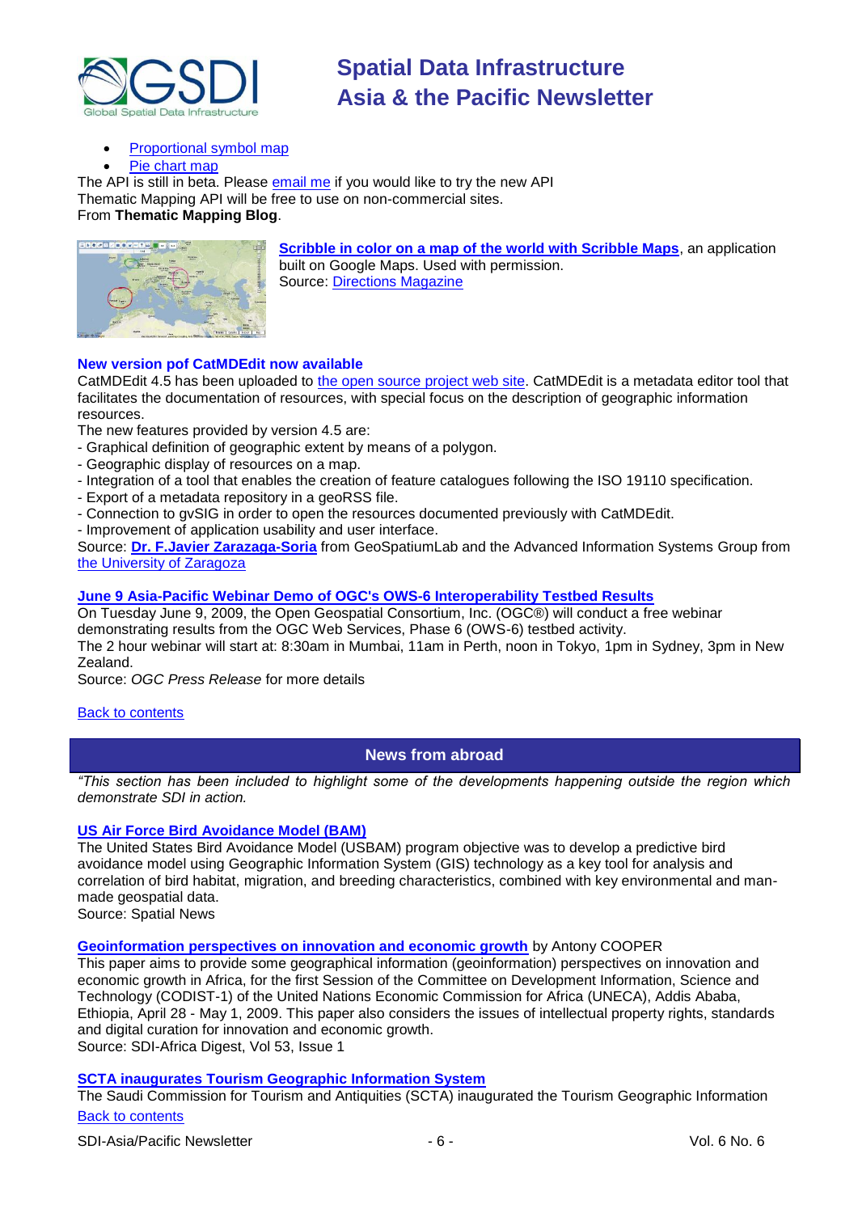- Proportional symbol map
- Pie chart map

The API is still in beta. Please email me if you would like to try the new API
Thematic Mapping API will be free to use on non-commercial sites.
From **Thematic Mapping Blog**.

**Scribble in color on a map of the world with Scribble Maps**, an application built on Google Maps. Used with permission.
Source: Directions Magazine

**New version pof CatMDEdit now available**
CatMDEdit 4.5 has been uploaded to the open source project web site. CatMDEdit is a metadata editor tool that facilitates the documentation of resources, with special focus on the description of geographic information resources.
The new features provided by version 4.5 are:
- Graphical definition of geographic extent by means of a polygon.
- Geographic display of resources on a map.
- Integration of a tool that enables the creation of feature catalogues following the ISO 19110 specification.
- Export of a metadata repository in a geoRSS file.
- Connection to gvSIG in order to open the resources documented previously with CatMDEdit.
- Improvement of application usability and user interface.

Source: **Dr. F.Javier Zarazaga-Soria** from GeoSpatiumLab and the Advanced Information Systems Group from the University of Zaragoza

**June 9 Asia-Pacific Webinar Demo of OGC's OWS-6 Interoperability Testbed Results**
On Tuesday June 9, 2009, the Open Geospatial Consortium, Inc. (OGC®) will conduct a free webinar demonstrating results from the OGC Web Services, Phase 6 (OWS-6) testbed activity.
The 2 hour webinar will start at: 8:30am in Mumbai, 11am in Perth, noon in Tokyo, 1pm in Sydney, 3pm in New Zealand.
Source: *OGC Press Release* for more details

Back to contents

## News from abroad

*"This section has been included to highlight some of the developments happening outside the region which demonstrate SDI in action.*

**US Air Force Bird Avoidance Model (BAM)**
The United States Bird Avoidance Model (USBAM) program objective was to develop a predictive bird avoidance model using Geographic Information System (GIS) technology as a key tool for analysis and correlation of bird habitat, migration, and breeding characteristics, combined with key environmental and man-made geospatial data.
Source: Spatial News

**Geoinformation perspectives on innovation and economic growth** by Antony COOPER
This paper aims to provide some geographical information (geoinformation) perspectives on innovation and economic growth in Africa, for the first Session of the Committee on Development Information, Science and Technology (CODIST-1) of the United Nations Economic Commission for Africa (UNECA), Addis Ababa, Ethiopia, April 28 - May 1, 2009. This paper also considers the issues of intellectual property rights, standards and digital curation for innovation and economic growth.
Source: SDI-Africa Digest, Vol 53, Issue 1

**SCTA inaugurates Tourism Geographic Information System**
The Saudi Commission for Tourism and Antiquities (SCTA) inaugurated the Tourism Geographic Information

Back to contents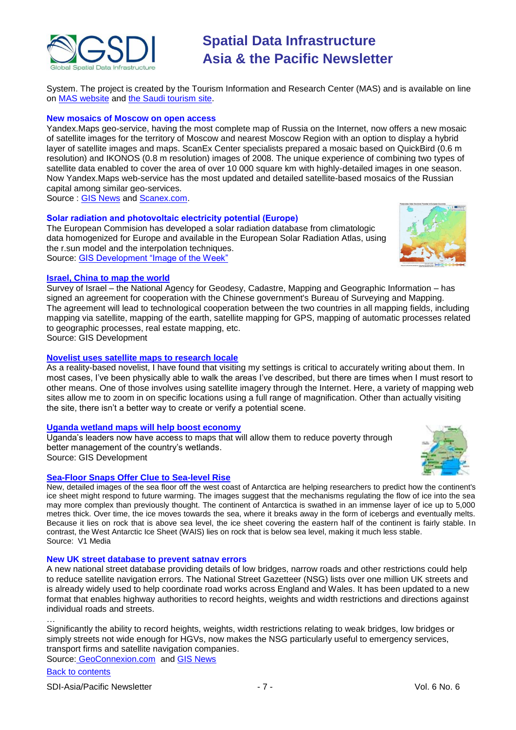System. The project is created by the Tourism Information and Research Center (MAS) and is available on line on MAS website and the Saudi tourism site.

### New mosaics of Moscow on open access

Yandex.Maps geo-service, having the most complete map of Russia on the Internet, now offers a new mosaic of satellite images for the territory of Moscow and nearest Moscow Region with an option to display a hybrid layer of satellite images and maps. ScanEx Center specialists prepared a mosaic based on QuickBird (0.6 m resolution) and IKONOS (0.8 m resolution) images of 2008. The unique experience of combining two types of satellite data enabled to cover the area of over 10 000 square km with highly-detailed images in one season. Now Yandex.Maps web-service has the most updated and detailed satellite-based mosaics of the Russian capital among similar geo-services.

Source : GIS News and Scanex.com.

### Solar radiation and photovoltaic electricity potential (Europe)

The European Commision has developed a solar radiation database from climatologic data homogenized for Europe and available in the European Solar Radiation Atlas, using the r.sun model and the interpolation techniques.

Source: GIS Development "Image of the Week"

### Israel, China to map the world

Survey of Israel – the National Agency for Geodesy, Cadastre, Mapping and Geographic Information – has signed an agreement for cooperation with the Chinese government's Bureau of Surveying and Mapping. The agreement will lead to technological cooperation between the two countries in all mapping fields, including mapping via satellite, mapping of the earth, satellite mapping for GPS, mapping of automatic processes related to geographic processes, real estate mapping, etc.

Source: GIS Development

### Novelist uses satellite maps to research locale

As a reality-based novelist, I have found that visiting my settings is critical to accurately writing about them. In most cases, I've been physically able to walk the areas I've described, but there are times when I must resort to other means. One of those involves using satellite imagery through the Internet. Here, a variety of mapping web sites allow me to zoom in on specific locations using a full range of magnification. Other than actually visiting the site, there isn't a better way to create or verify a potential scene.

### Uganda wetland maps will help boost economy

Uganda's leaders now have access to maps that will allow them to reduce poverty through better management of the country's wetlands.

Source: GIS Development

### Sea-Floor Snaps Offer Clue to Sea-level Rise

New, detailed images of the sea floor off the west coast of Antarctica are helping researchers to predict how the continent's ice sheet might respond to future warming. The images suggest that the mechanisms regulating the flow of ice into the sea may more complex than previously thought. The continent of Antarctica is swathed in an immense layer of ice up to 5,000 metres thick. Over time, the ice moves towards the sea, where it breaks away in the form of icebergs and eventually melts. Because it lies on rock that is above sea level, the ice sheet covering the eastern half of the continent is fairly stable. In contrast, the West Antarctic Ice Sheet (WAIS) lies on rock that is below sea level, making it much less stable.

Source: V1 Media

### New UK street database to prevent satnav errors

A new national street database providing details of low bridges, narrow roads and other restrictions could help to reduce satellite navigation errors. The National Street Gazetteer (NSG) lists over one million UK streets and is already widely used to help coordinate road works across England and Wales. It has been updated to a new format that enables highway authorities to record heights, weights and width restrictions and directions against individual roads and streets.

…

Significantly the ability to record heights, weights, width restrictions relating to weak bridges, low bridges or simply streets not wide enough for HGVs, now makes the NSG particularly useful to emergency services, transport firms and satellite navigation companies.

Source: GeoConnexion.com and GIS News

Back to contents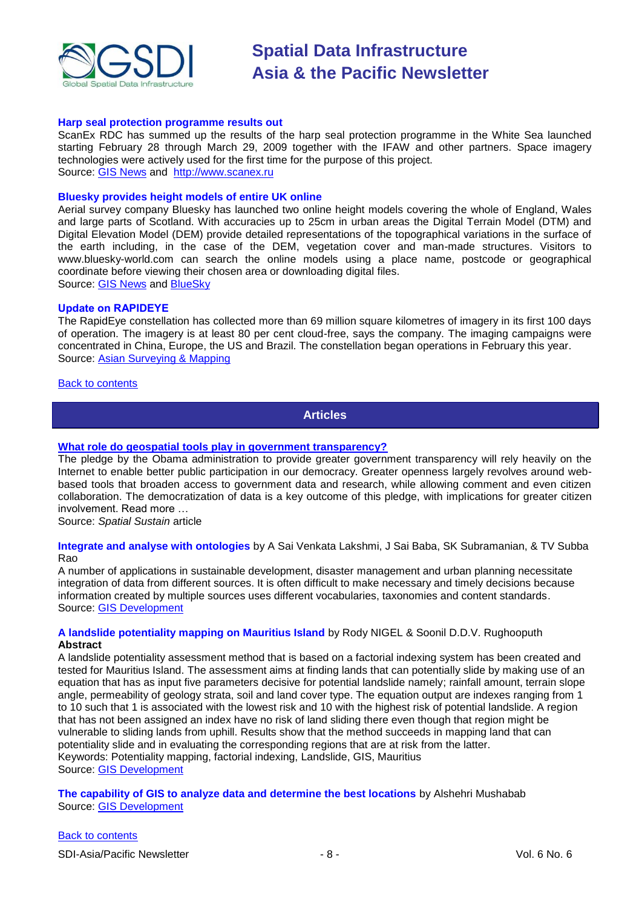### Harp seal protection programme results out

ScanEx RDC has summed up the results of the harp seal protection programme in the White Sea launched starting February 28 through March 29, 2009 together with the IFAW and other partners. Space imagery technologies were actively used for the first time for the purpose of this project.
Source: GIS News and http://www.scanex.ru

### Bluesky provides height models of entire UK online

Aerial survey company Bluesky has launched two online height models covering the whole of England, Wales and large parts of Scotland. With accuracies up to 25cm in urban areas the Digital Terrain Model (DTM) and Digital Elevation Model (DEM) provide detailed representations of the topographical variations in the surface of the earth including, in the case of the DEM, vegetation cover and man-made structures. Visitors to www.bluesky-world.com can search the online models using a place name, postcode or geographical coordinate before viewing their chosen area or downloading digital files.
Source: GIS News and BlueSky

### Update on RAPIDEYE

The RapidEye constellation has collected more than 69 million square kilometres of imagery in its first 100 days of operation. The imagery is at least 80 per cent cloud-free, says the company. The imaging campaigns were concentrated in China, Europe, the US and Brazil. The constellation began operations in February this year.
Source: Asian Surveying & Mapping

Back to contents

## Articles

### What role do geospatial tools play in government transparency?

The pledge by the Obama administration to provide greater government transparency will rely heavily on the Internet to enable better public participation in our democracy. Greater openness largely revolves around web-based tools that broaden access to government data and research, while allowing comment and even citizen collaboration. The democratization of data is a key outcome of this pledge, with implications for greater citizen involvement. Read more …
Source: *Spatial Sustain* article

**Integrate and analyse with ontologies** by A Sai Venkata Lakshmi, J Sai Baba, SK Subramanian, & TV Subba Rao

A number of applications in sustainable development, disaster management and urban planning necessitate integration of data from different sources. It is often difficult to make necessary and timely decisions because information created by multiple sources uses different vocabularies, taxonomies and content standards.
Source: GIS Development

**A landslide potentiality mapping on Mauritius Island** by Rody NIGEL & Soonil D.D.V. Rughooputh

**Abstract**

A landslide potentiality assessment method that is based on a factorial indexing system has been created and tested for Mauritius Island. The assessment aims at finding lands that can potentially slide by making use of an equation that has as input five parameters decisive for potential landslide namely; rainfall amount, terrain slope angle, permeability of geology strata, soil and land cover type. The equation output are indexes ranging from 1 to 10 such that 1 is associated with the lowest risk and 10 with the highest risk of potential landslide. A region that has not been assigned an index have no risk of land sliding there even though that region might be vulnerable to sliding lands from uphill. Results show that the method succeeds in mapping land that can potentiality slide and in evaluating the corresponding regions that are at risk from the latter.
Keywords: Potentiality mapping, factorial indexing, Landslide, GIS, Mauritius
Source: GIS Development

**The capability of GIS to analyze data and determine the best locations** by Alshehri Mushabab
Source: GIS Development

Back to contents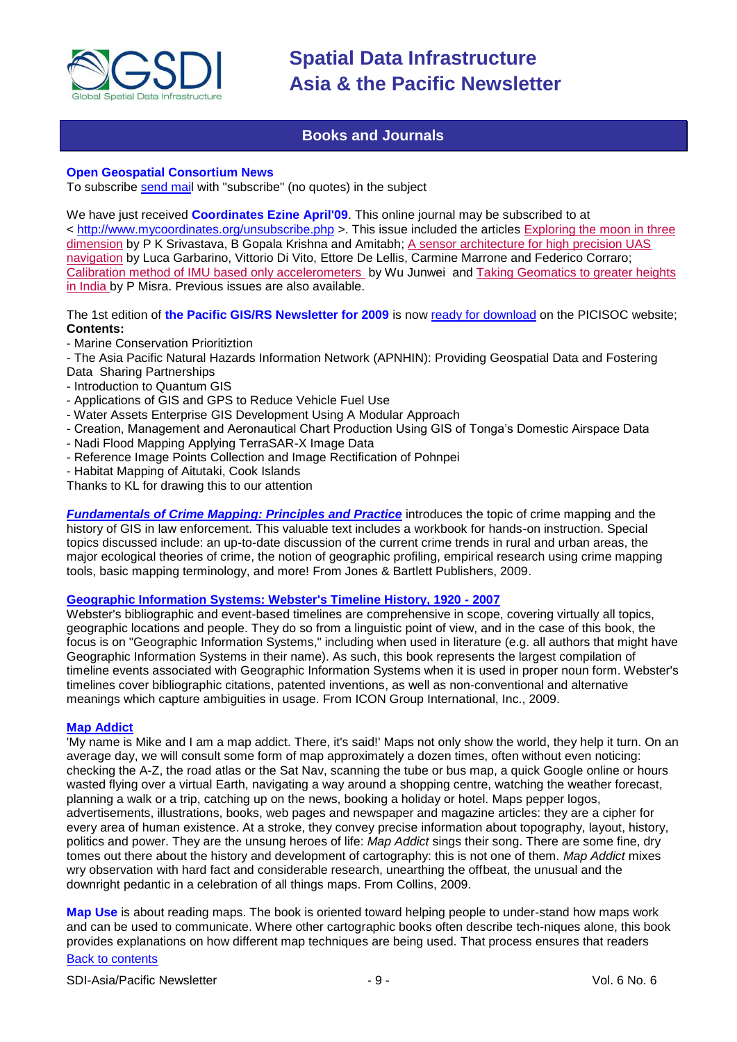## Books and Journals

**Open Geospatial Consortium News**
To subscribe send mail with "subscribe" (no quotes) in the subject

We have just received **Coordinates Ezine April'09**. This online journal may be subscribed to at < http://www.mycoordinates.org/unsubscribe.php >. This issue included the articles Exploring the moon in three dimension by P K Srivastava, B Gopala Krishna and Amitabh; A sensor architecture for high precision UAS navigation by Luca Garbarino, Vittorio Di Vito, Ettore De Lellis, Carmine Marrone and Federico Corraro; Calibration method of IMU based only accelerometers by Wu Junwei and Taking Geomatics to greater heights in India by P Misra. Previous issues are also available.

The 1st edition of **the Pacific GIS/RS Newsletter for 2009** is now ready for download on the PICISOC website;
**Contents:**

- Marine Conservation Prioritiztion
- The Asia Pacific Natural Hazards Information Network (APNHIN): Providing Geospatial Data and Fostering Data Sharing Partnerships
- Introduction to Quantum GIS
- Applications of GIS and GPS to Reduce Vehicle Fuel Use
- Water Assets Enterprise GIS Development Using A Modular Approach
- Creation, Management and Aeronautical Chart Production Using GIS of Tonga's Domestic Airspace Data
- Nadi Flood Mapping Applying TerraSAR-X Image Data
- Reference Image Points Collection and Image Rectification of Pohnpei
- Habitat Mapping of Aitutaki, Cook Islands

Thanks to KL for drawing this to our attention

***Fundamentals of Crime Mapping: Principles and Practice*** introduces the topic of crime mapping and the history of GIS in law enforcement. This valuable text includes a workbook for hands-on instruction. Special topics discussed include: an up-to-date discussion of the current crime trends in rural and urban areas, the major ecological theories of crime, the notion of geographic profiling, empirical research using crime mapping tools, basic mapping terminology, and more! From Jones & Bartlett Publishers, 2009.

**Geographic Information Systems: Webster's Timeline History, 1920 - 2007**
Webster's bibliographic and event-based timelines are comprehensive in scope, covering virtually all topics, geographic locations and people. They do so from a linguistic point of view, and in the case of this book, the focus is on "Geographic Information Systems," including when used in literature (e.g. all authors that might have Geographic Information Systems in their name). As such, this book represents the largest compilation of timeline events associated with Geographic Information Systems when it is used in proper noun form. Webster's timelines cover bibliographic citations, patented inventions, as well as non-conventional and alternative meanings which capture ambiguities in usage. From ICON Group International, Inc., 2009.

**Map Addict**
'My name is Mike and I am a map addict. There, it's said!' Maps not only show the world, they help it turn. On an average day, we will consult some form of map approximately a dozen times, often without even noticing: checking the A-Z, the road atlas or the Sat Nav, scanning the tube or bus map, a quick Google online or hours wasted flying over a virtual Earth, navigating a way around a shopping centre, watching the weather forecast, planning a walk or a trip, catching up on the news, booking a holiday or hotel. Maps pepper logos, advertisements, illustrations, books, web pages and newspaper and magazine articles: they are a cipher for every area of human existence. At a stroke, they convey precise information about topography, layout, history, politics and power. They are the unsung heroes of life: *Map Addict* sings their song. There are some fine, dry tomes out there about the history and development of cartography: this is not one of them. *Map Addict* mixes wry observation with hard fact and considerable research, unearthing the offbeat, the unusual and the downright pedantic in a celebration of all things maps. From Collins, 2009.

**Map Use** is about reading maps. The book is oriented toward helping people to under-stand how maps work and can be used to communicate. Where other cartographic books often describe tech-niques alone, this book provides explanations on how different map techniques are being used. That process ensures that readers

Back to contents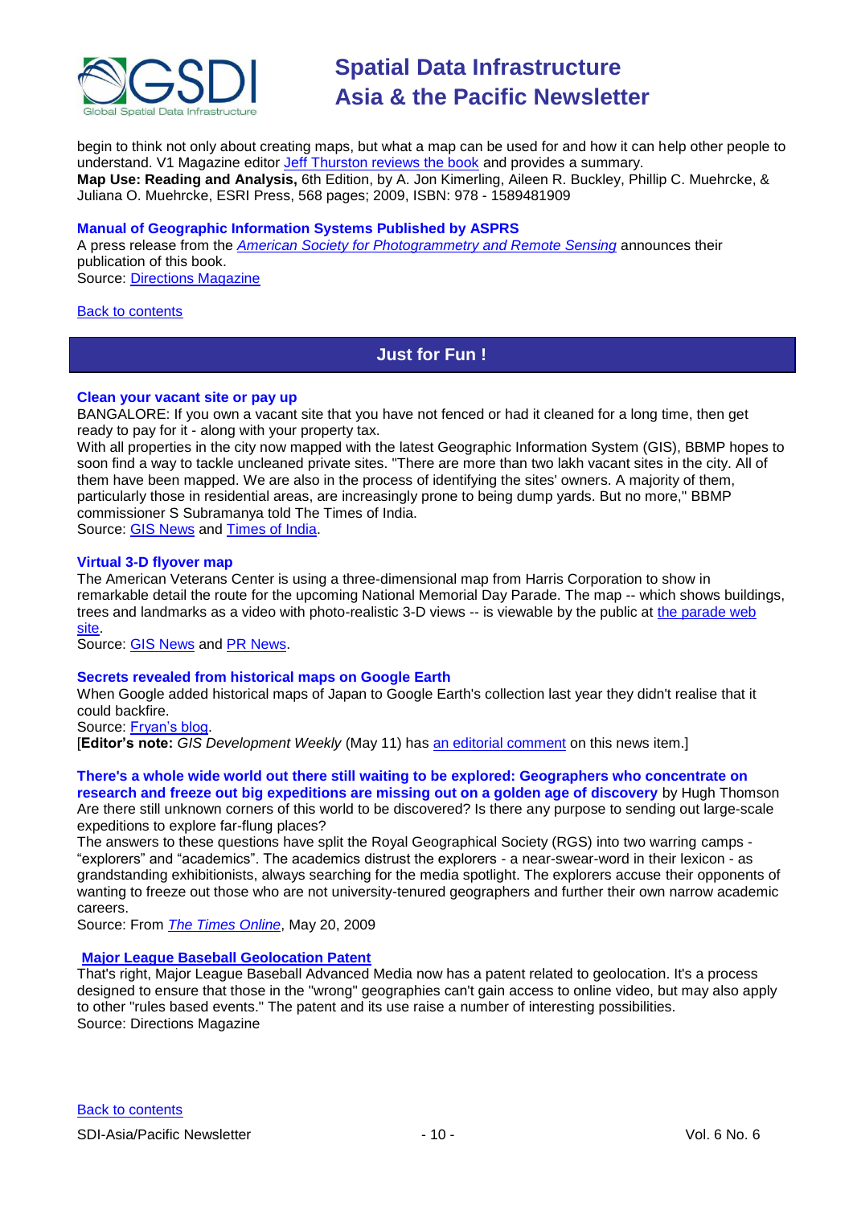begin to think not only about creating maps, but what a map can be used for and how it can help other people to understand. V1 Magazine editor Jeff Thurston reviews the book and provides a summary.
**Map Use: Reading and Analysis,** 6th Edition, by A. Jon Kimerling, Aileen R. Buckley, Phillip C. Muehrcke, & Juliana O. Muehrcke, ESRI Press, 568 pages; 2009, ISBN: 978 - 1589481909

**Manual of Geographic Information Systems Published by ASPRS**
A press release from the *American Society for Photogrammetry and Remote Sensing* announces their publication of this book.
Source: Directions Magazine

Back to contents

## Just for Fun !

**Clean your vacant site or pay up**
BANGALORE: If you own a vacant site that you have not fenced or had it cleaned for a long time, then get ready to pay for it - along with your property tax.
With all properties in the city now mapped with the latest Geographic Information System (GIS), BBMP hopes to soon find a way to tackle uncleaned private sites. "There are more than two lakh vacant sites in the city. All of them have been mapped. We are also in the process of identifying the sites' owners. A majority of them, particularly those in residential areas, are increasingly prone to being dump yards. But no more," BBMP commissioner S Subramanya told The Times of India.
Source: GIS News and Times of India.

**Virtual 3-D flyover map**
The American Veterans Center is using a three-dimensional map from Harris Corporation to show in remarkable detail the route for the upcoming National Memorial Day Parade. The map -- which shows buildings, trees and landmarks as a video with photo-realistic 3-D views -- is viewable by the public at the parade web site.
Source: GIS News and PR News.

**Secrets revealed from historical maps on Google Earth**
When Google added historical maps of Japan to Google Earth's collection last year they didn't realise that it could backfire.
Source: Fryan's blog.
[**Editor's note:** *GIS Development Weekly* (May 11) has an editorial comment on this news item.]

**There's a whole wide world out there still waiting to be explored: Geographers who concentrate on research and freeze out big expeditions are missing out on a golden age of discovery** by Hugh Thomson
Are there still unknown corners of this world to be discovered? Is there any purpose to sending out large-scale expeditions to explore far-flung places?
The answers to these questions have split the Royal Geographical Society (RGS) into two warring camps - "explorers" and "academics". The academics distrust the explorers - a near-swear-word in their lexicon - as grandstanding exhibitionists, always searching for the media spotlight. The explorers accuse their opponents of wanting to freeze out those who are not university-tenured geographers and further their own narrow academic careers.
Source: From *The Times Online*, May 20, 2009

**Major League Baseball Geolocation Patent**
That's right, Major League Baseball Advanced Media now has a patent related to geolocation. It's a process designed to ensure that those in the "wrong" geographies can't gain access to online video, but may also apply to other "rules based events." The patent and its use raise a number of interesting possibilities.
Source: Directions Magazine

Back to contents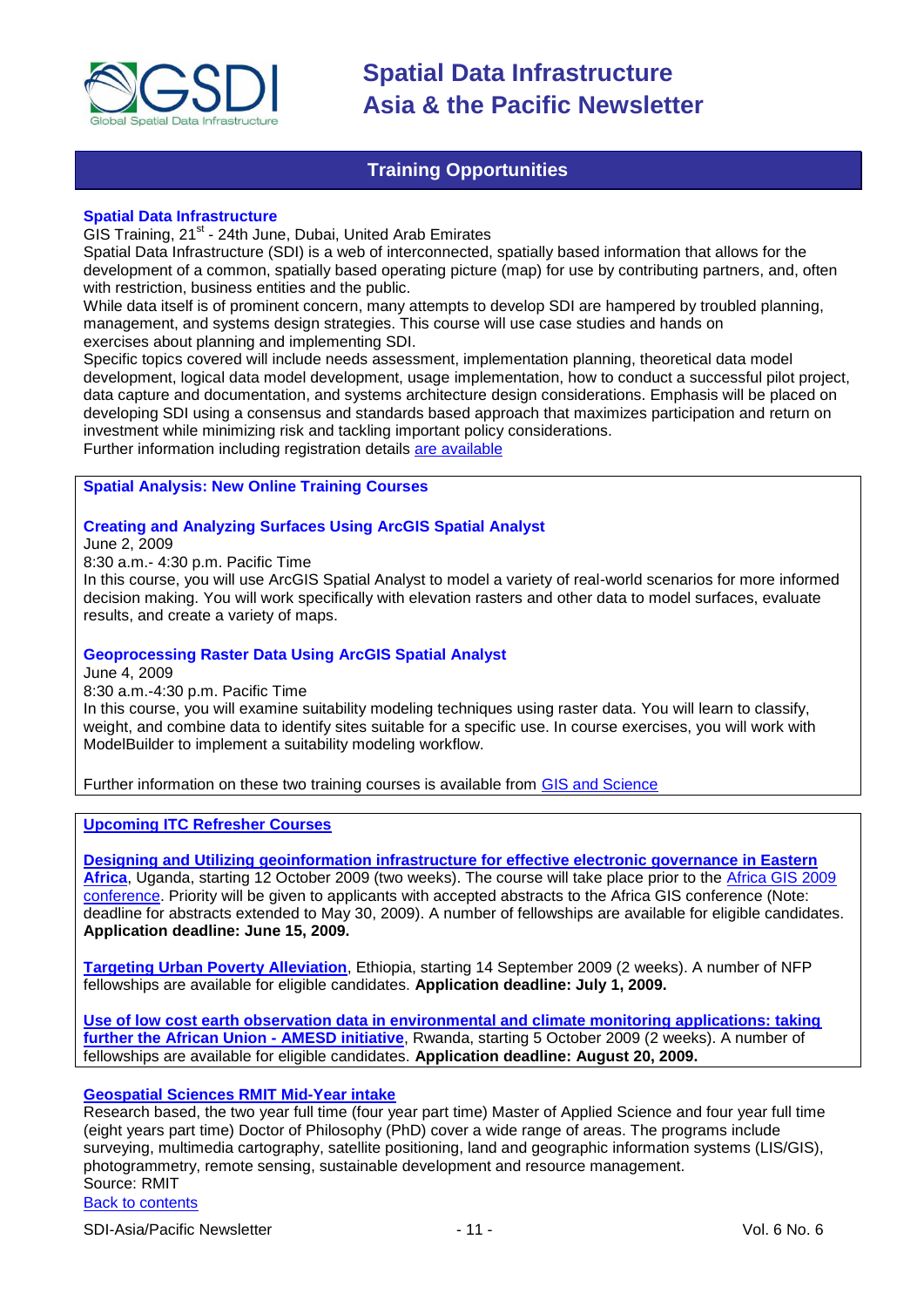## Training Opportunities

### Spatial Data Infrastructure

GIS Training, 21st - 24th June, Dubai, United Arab Emirates

Spatial Data Infrastructure (SDI) is a web of interconnected, spatially based information that allows for the development of a common, spatially based operating picture (map) for use by contributing partners, and, often with restriction, business entities and the public.

While data itself is of prominent concern, many attempts to develop SDI are hampered by troubled planning, management, and systems design strategies. This course will use case studies and hands on exercises about planning and implementing SDI.

Specific topics covered will include needs assessment, implementation planning, theoretical data model development, logical data model development, usage implementation, how to conduct a successful pilot project, data capture and documentation, and systems architecture design considerations. Emphasis will be placed on developing SDI using a consensus and standards based approach that maximizes participation and return on investment while minimizing risk and tackling important policy considerations.

Further information including registration details are available

### Spatial Analysis: New Online Training Courses

**Creating and Analyzing Surfaces Using ArcGIS Spatial Analyst**

June 2, 2009

8:30 a.m.- 4:30 p.m. Pacific Time

In this course, you will use ArcGIS Spatial Analyst to model a variety of real-world scenarios for more informed decision making. You will work specifically with elevation rasters and other data to model surfaces, evaluate results, and create a variety of maps.

**Geoprocessing Raster Data Using ArcGIS Spatial Analyst**

June 4, 2009

8:30 a.m.-4:30 p.m. Pacific Time

In this course, you will examine suitability modeling techniques using raster data. You will learn to classify, weight, and combine data to identify sites suitable for a specific use. In course exercises, you will work with ModelBuilder to implement a suitability modeling workflow.

Further information on these two training courses is available from GIS and Science

### Upcoming ITC Refresher Courses

**Designing and Utilizing geoinformation infrastructure for effective electronic governance in Eastern Africa**, Uganda, starting 12 October 2009 (two weeks). The course will take place prior to the Africa GIS 2009 conference. Priority will be given to applicants with accepted abstracts to the Africa GIS conference (Note: deadline for abstracts extended to May 30, 2009). A number of fellowships are available for eligible candidates. **Application deadline: June 15, 2009.**

**Targeting Urban Poverty Alleviation**, Ethiopia, starting 14 September 2009 (2 weeks). A number of NFP fellowships are available for eligible candidates. **Application deadline: July 1, 2009.**

**Use of low cost earth observation data in environmental and climate monitoring applications: taking further the African Union - AMESD initiative**, Rwanda, starting 5 October 2009 (2 weeks). A number of fellowships are available for eligible candidates. **Application deadline: August 20, 2009.**

### Geospatial Sciences RMIT Mid-Year intake

Research based, the two year full time (four year part time) Master of Applied Science and four year full time (eight years part time) Doctor of Philosophy (PhD) cover a wide range of areas. The programs include surveying, multimedia cartography, satellite positioning, land and geographic information systems (LIS/GIS), photogrammetry, remote sensing, sustainable development and resource management.

Source: RMIT

Back to contents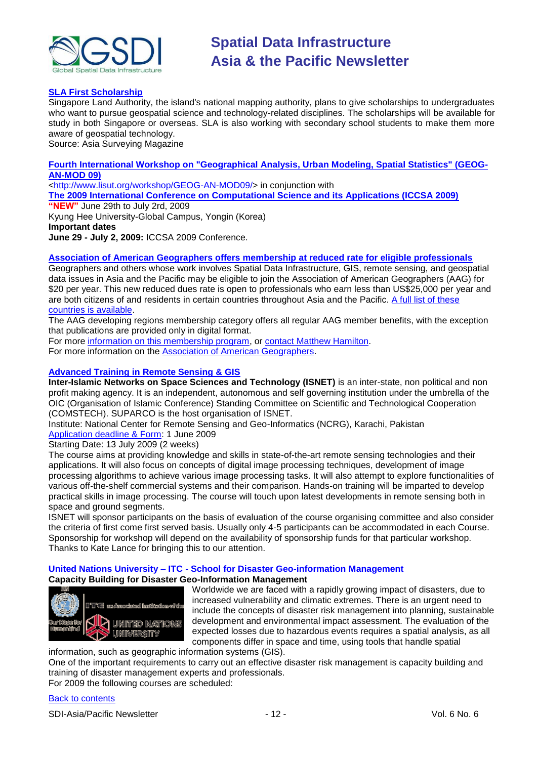**SLA First Scholarship**

Singapore Land Authority, the island's national mapping authority, plans to give scholarships to undergraduates who want to pursue geospatial science and technology-related disciplines. The scholarships will be available for study in both Singapore or overseas. SLA is also working with secondary school students to make them more aware of geospatial technology.
Source: Asia Surveying Magazine

**Fourth International Workshop on "Geographical Analysis, Urban Modeling, Spatial Statistics" (GEOG-AN-MOD 09)**

<http://www.lisut.org/workshop/GEOG-AN-MOD09/> in conjunction with
**The 2009 International Conference on Computational Science and its Applications (ICCSA 2009)**
**"NEW"** June 29th to July 2rd, 2009
Kyung Hee University-Global Campus, Yongin (Korea)
**Important dates**
**June 29 - July 2, 2009:** ICCSA 2009 Conference.

**Association of American Geographers offers membership at reduced rate for eligible professionals**

Geographers and others whose work involves Spatial Data Infrastructure, GIS, remote sensing, and geospatial data issues in Asia and the Pacific may be eligible to join the Association of American Geographers (AAG) for $20 per year. This new reduced dues rate is open to professionals who earn less than US$25,000 per year and are both citizens of and residents in certain countries throughout Asia and the Pacific. A full list of these countries is available.
The AAG developing regions membership category offers all regular AAG member benefits, with the exception that publications are provided only in digital format.
For more information on this membership program, or contact Matthew Hamilton.
For more information on the Association of American Geographers.

**Advanced Training in Remote Sensing & GIS**

**Inter-Islamic Networks on Space Sciences and Technology (ISNET)** is an inter-state, non political and non profit making agency. It is an independent, autonomous and self governing institution under the umbrella of the OIC (Organisation of Islamic Conference) Standing Committee on Scientific and Technological Cooperation (COMSTECH). SUPARCO is the host organisation of ISNET.
Institute: National Center for Remote Sensing and Geo-Informatics (NCRG), Karachi, Pakistan
Application deadline & Form: 1 June 2009
Starting Date: 13 July 2009 (2 weeks)
The course aims at providing knowledge and skills in state-of-the-art remote sensing technologies and their applications. It will also focus on concepts of digital image processing techniques, development of image processing algorithms to achieve various image processing tasks. It will also attempt to explore functionalities of various off-the-shelf commercial systems and their comparison. Hands-on training will be imparted to develop practical skills in image processing. The course will touch upon latest developments in remote sensing both in space and ground segments.
ISNET will sponsor participants on the basis of evaluation of the course organising committee and also consider the criteria of first come first served basis. Usually only 4-5 participants can be accommodated in each Course. Sponsorship for workshop will depend on the availability of sponsorship funds for that particular workshop.
Thanks to Kate Lance for bringing this to our attention.

**United Nations University – ITC - School for Disaster Geo-information Management**

**Capacity Building for Disaster Geo-Information Management**

Worldwide we are faced with a rapidly growing impact of disasters, due to increased vulnerability and climatic extremes. There is an urgent need to include the concepts of disaster risk management into planning, sustainable development and environmental impact assessment. The evaluation of the expected losses due to hazardous events requires a spatial analysis, as all components differ in space and time, using tools that handle spatial information, such as geographic information systems (GIS).
One of the important requirements to carry out an effective disaster risk management is capacity building and training of disaster management experts and professionals.
For 2009 the following courses are scheduled:

Back to contents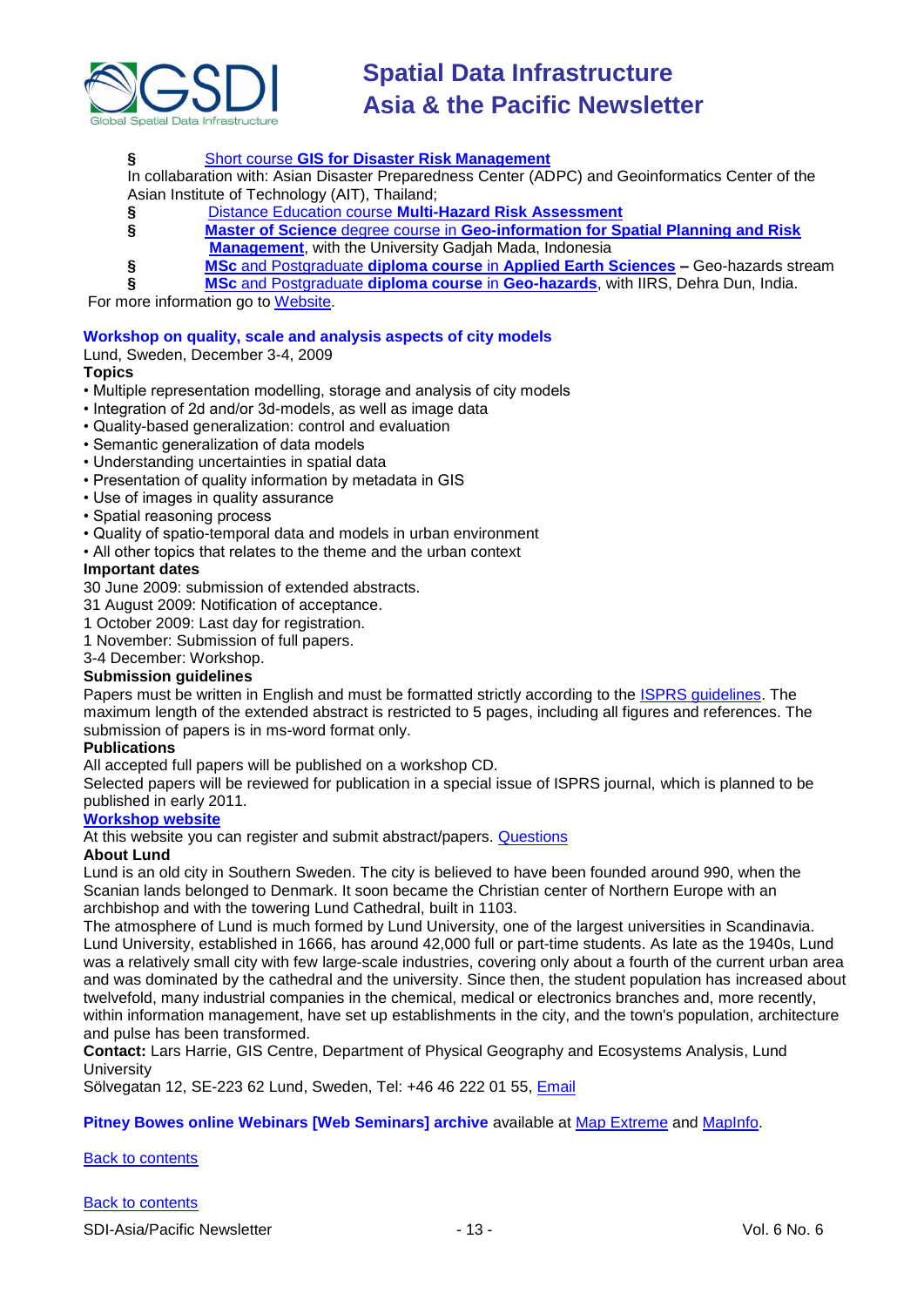- Short course **GIS for Disaster Risk Management**

In collabaration with: Asian Disaster Preparedness Center (ADPC) and Geoinformatics Center of the Asian Institute of Technology (AIT), Thailand;

- Distance Education course **Multi-Hazard Risk Assessment**
- **Master of Science** degree course in **Geo-information for Spatial Planning and Risk Management**, with the University Gadjah Mada, Indonesia
- **MSc** and Postgraduate **diploma course** in **Applied Earth Sciences** – Geo-hazards stream
- **MSc** and Postgraduate **diploma course** in **Geo-hazards**, with IIRS, Dehra Dun, India.

For more information go to Website.

### Workshop on quality, scale and analysis aspects of city models

Lund, Sweden, December 3-4, 2009

**Topics**

- Multiple representation modelling, storage and analysis of city models
- Integration of 2d and/or 3d-models, as well as image data
- Quality-based generalization: control and evaluation
- Semantic generalization of data models
- Understanding uncertainties in spatial data
- Presentation of quality information by metadata in GIS
- Use of images in quality assurance
- Spatial reasoning process
- Quality of spatio-temporal data and models in urban environment
- All other topics that relates to the theme and the urban context

**Important dates**

30 June 2009: submission of extended abstracts.
31 August 2009: Notification of acceptance.
1 October 2009: Last day for registration.
1 November: Submission of full papers.
3-4 December: Workshop.

**Submission guidelines**

Papers must be written in English and must be formatted strictly according to the ISPRS guidelines. The maximum length of the extended abstract is restricted to 5 pages, including all figures and references. The submission of papers is in ms-word format only.

**Publications**

All accepted full papers will be published on a workshop CD.
Selected papers will be reviewed for publication in a special issue of ISPRS journal, which is planned to be published in early 2011.

**Workshop website**

At this website you can register and submit abstract/papers. Questions

**About Lund**

Lund is an old city in Southern Sweden. The city is believed to have been founded around 990, when the Scanian lands belonged to Denmark. It soon became the Christian center of Northern Europe with an archbishop and with the towering Lund Cathedral, built in 1103.
The atmosphere of Lund is much formed by Lund University, one of the largest universities in Scandinavia. Lund University, established in 1666, has around 42,000 full or part-time students. As late as the 1940s, Lund was a relatively small city with few large-scale industries, covering only about a fourth of the current urban area and was dominated by the cathedral and the university. Since then, the student population has increased about twelvefold, many industrial companies in the chemical, medical or electronics branches and, more recently, within information management, have set up establishments in the city, and the town's population, architecture and pulse has been transformed.

**Contact:** Lars Harrie, GIS Centre, Department of Physical Geography and Ecosystems Analysis, Lund University
Sölvegatan 12, SE-223 62 Lund, Sweden, Tel: +46 46 222 01 55, Email

**Pitney Bowes online Webinars [Web Seminars] archive** available at Map Extreme and MapInfo.

Back to contents

Back to contents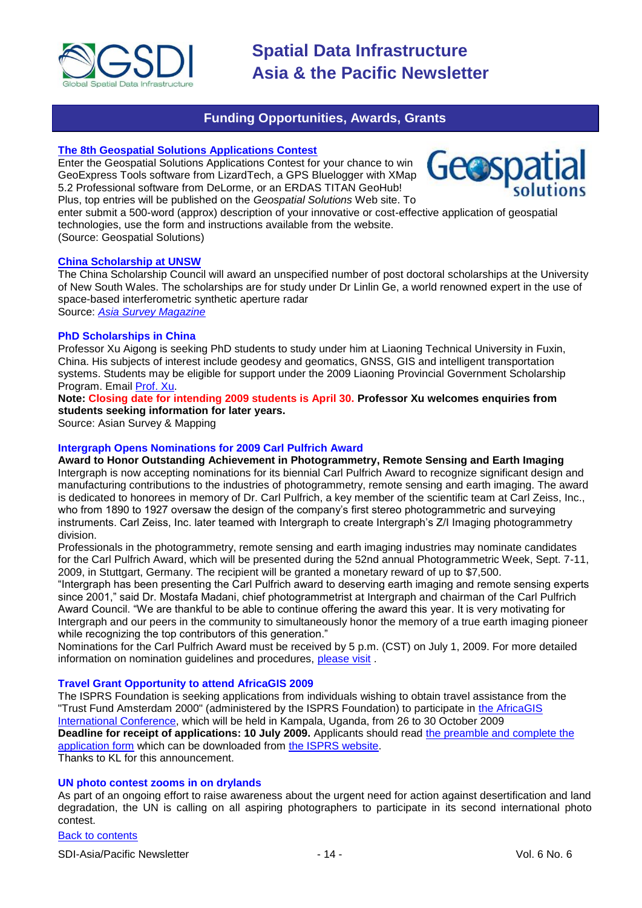## Funding Opportunities, Awards, Grants

### The 8th Geospatial Solutions Applications Contest

Enter the Geospatial Solutions Applications Contest for your chance to win GeoExpress Tools software from LizardTech, a GPS Bluelogger with XMap 5.2 Professional software from DeLorme, or an ERDAS TITAN GeoHub! Plus, top entries will be published on the *Geospatial Solutions* Web site. To enter submit a 500-word (approx) description of your innovative or cost-effective application of geospatial technologies, use the form and instructions available from the website.
(Source: Geospatial Solutions)

### China Scholarship at UNSW

The China Scholarship Council will award an unspecified number of post doctoral scholarships at the University of New South Wales. The scholarships are for study under Dr Linlin Ge, a world renowned expert in the use of space-based interferometric synthetic aperture radar
Source: *Asia Survey Magazine*

### PhD Scholarships in China

Professor Xu Aigong is seeking PhD students to study under him at Liaoning Technical University in Fuxin, China. His subjects of interest include geodesy and geomatics, GNSS, GIS and intelligent transportation systems. Students may be eligible for support under the 2009 Liaoning Provincial Government Scholarship Program. Email Prof. Xu.

**Note: Closing date for intending 2009 students is April 30. Professor Xu welcomes enquiries from students seeking information for later years.**

Source: Asian Survey & Mapping

### Intergraph Opens Nominations for 2009 Carl Pulfrich Award

**Award to Honor Outstanding Achievement in Photogrammetry, Remote Sensing and Earth Imaging**

Intergraph is now accepting nominations for its biennial Carl Pulfrich Award to recognize significant design and manufacturing contributions to the industries of photogrammetry, remote sensing and earth imaging. The award is dedicated to honorees in memory of Dr. Carl Pulfrich, a key member of the scientific team at Carl Zeiss, Inc., who from 1890 to 1927 oversaw the design of the company's first stereo photogrammetric and surveying instruments. Carl Zeiss, Inc. later teamed with Intergraph to create Intergraph's Z/I Imaging photogrammetry division.

Professionals in the photogrammetry, remote sensing and earth imaging industries may nominate candidates for the Carl Pulfrich Award, which will be presented during the 52nd annual Photogrammetric Week, Sept. 7-11, 2009, in Stuttgart, Germany. The recipient will be granted a monetary reward of up to $7,500.

"Intergraph has been presenting the Carl Pulfrich award to deserving earth imaging and remote sensing experts since 2001," said Dr. Mostafa Madani, chief photogrammetrist at Intergraph and chairman of the Carl Pulfrich Award Council. "We are thankful to be able to continue offering the award this year. It is very motivating for Intergraph and our peers in the community to simultaneously honor the memory of a true earth imaging pioneer while recognizing the top contributors of this generation."

Nominations for the Carl Pulfrich Award must be received by 5 p.m. (CST) on July 1, 2009. For more detailed information on nomination guidelines and procedures, please visit .

### Travel Grant Opportunity to attend AfricaGIS 2009

The ISPRS Foundation is seeking applications from individuals wishing to obtain travel assistance from the "Trust Fund Amsterdam 2000" (administered by the ISPRS Foundation) to participate in the AfricaGIS International Conference, which will be held in Kampala, Uganda, from 26 to 30 October 2009

**Deadline for receipt of applications: 10 July 2009.** Applicants should read the preamble and complete the application form which can be downloaded from the ISPRS website.

Thanks to KL for this announcement.

### UN photo contest zooms in on drylands

As part of an ongoing effort to raise awareness about the urgent need for action against desertification and land degradation, the UN is calling on all aspiring photographers to participate in its second international photo contest.

Back to contents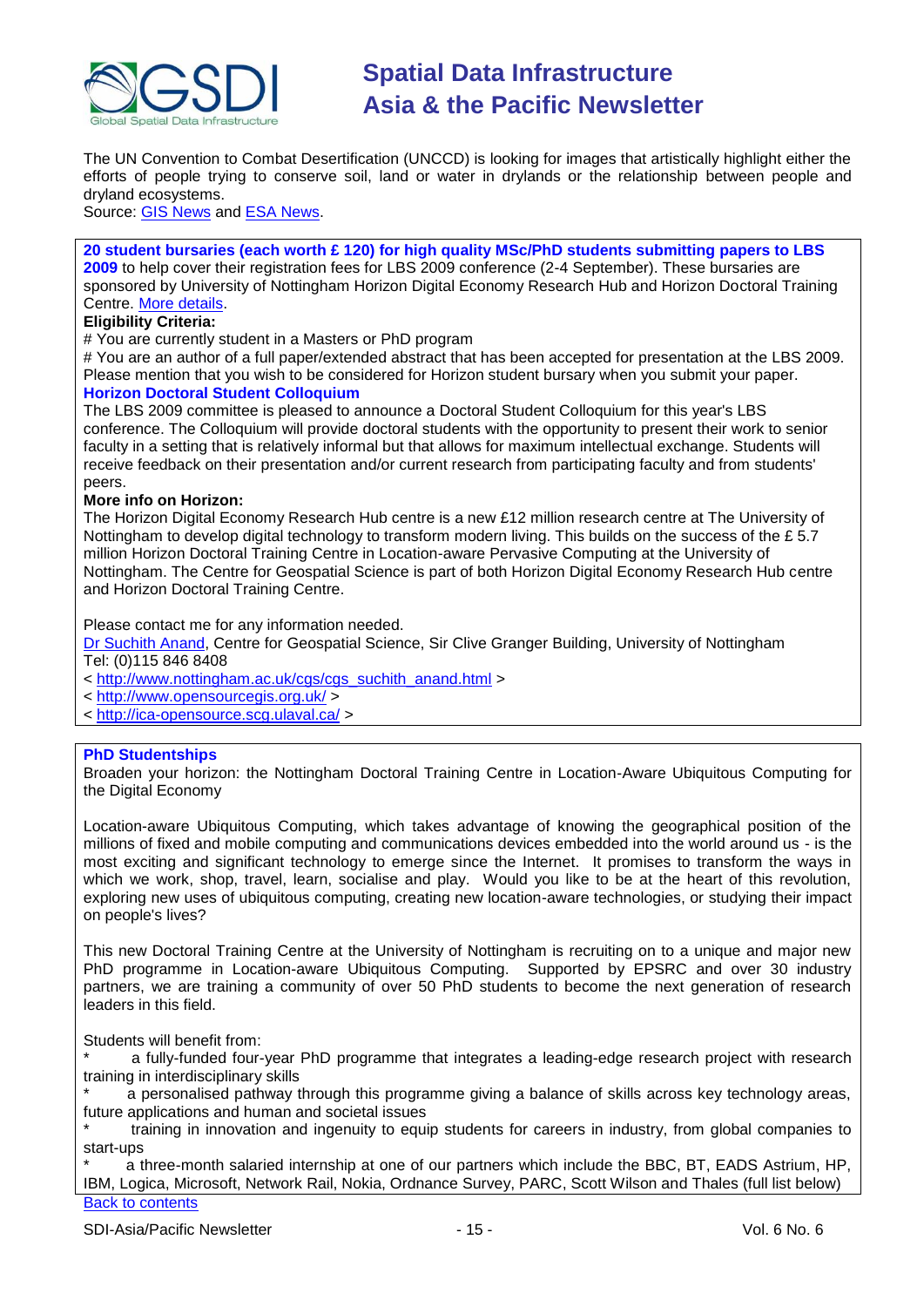The UN Convention to Combat Desertification (UNCCD) is looking for images that artistically highlight either the efforts of people trying to conserve soil, land or water in drylands or the relationship between people and dryland ecosystems.
Source: GIS News and ESA News.

**20 student bursaries (each worth £ 120) for high quality MSc/PhD students submitting papers to LBS 2009** to help cover their registration fees for LBS 2009 conference (2-4 September). These bursaries are sponsored by University of Nottingham Horizon Digital Economy Research Hub and Horizon Doctoral Training Centre. More details.

**Eligibility Criteria:**

# You are currently student in a Masters or PhD program

# You are an author of a full paper/extended abstract that has been accepted for presentation at the LBS 2009. Please mention that you wish to be considered for Horizon student bursary when you submit your paper.

**Horizon Doctoral Student Colloquium**

The LBS 2009 committee is pleased to announce a Doctoral Student Colloquium for this year's LBS conference. The Colloquium will provide doctoral students with the opportunity to present their work to senior faculty in a setting that is relatively informal but that allows for maximum intellectual exchange. Students will receive feedback on their presentation and/or current research from participating faculty and from students' peers.

**More info on Horizon:**

The Horizon Digital Economy Research Hub centre is a new £12 million research centre at The University of Nottingham to develop digital technology to transform modern living. This builds on the success of the £ 5.7 million Horizon Doctoral Training Centre in Location-aware Pervasive Computing at the University of Nottingham. The Centre for Geospatial Science is part of both Horizon Digital Economy Research Hub centre and Horizon Doctoral Training Centre.

Please contact me for any information needed.
Dr Suchith Anand, Centre for Geospatial Science, Sir Clive Granger Building, University of Nottingham
Tel: (0)115 846 8408
< http://www.nottingham.ac.uk/cgs/cgs_suchith_anand.html >
< http://www.opensourcegis.org.uk/ >
< http://ica-opensource.scg.ulaval.ca/ >

**PhD Studentships**

Broaden your horizon: the Nottingham Doctoral Training Centre in Location-Aware Ubiquitous Computing for the Digital Economy

Location-aware Ubiquitous Computing, which takes advantage of knowing the geographical position of the millions of fixed and mobile computing and communications devices embedded into the world around us - is the most exciting and significant technology to emerge since the Internet. It promises to transform the ways in which we work, shop, travel, learn, socialise and play. Would you like to be at the heart of this revolution, exploring new uses of ubiquitous computing, creating new location-aware technologies, or studying their impact on people's lives?

This new Doctoral Training Centre at the University of Nottingham is recruiting on to a unique and major new PhD programme in Location-aware Ubiquitous Computing. Supported by EPSRC and over 30 industry partners, we are training a community of over 50 PhD students to become the next generation of research leaders in this field.

Students will benefit from:

\* a fully-funded four-year PhD programme that integrates a leading-edge research project with research training in interdisciplinary skills

\* a personalised pathway through this programme giving a balance of skills across key technology areas, future applications and human and societal issues

\* training in innovation and ingenuity to equip students for careers in industry, from global companies to start-ups

\* a three-month salaried internship at one of our partners which include the BBC, BT, EADS Astrium, HP, IBM, Logica, Microsoft, Network Rail, Nokia, Ordnance Survey, PARC, Scott Wilson and Thales (full list below)

Back to contents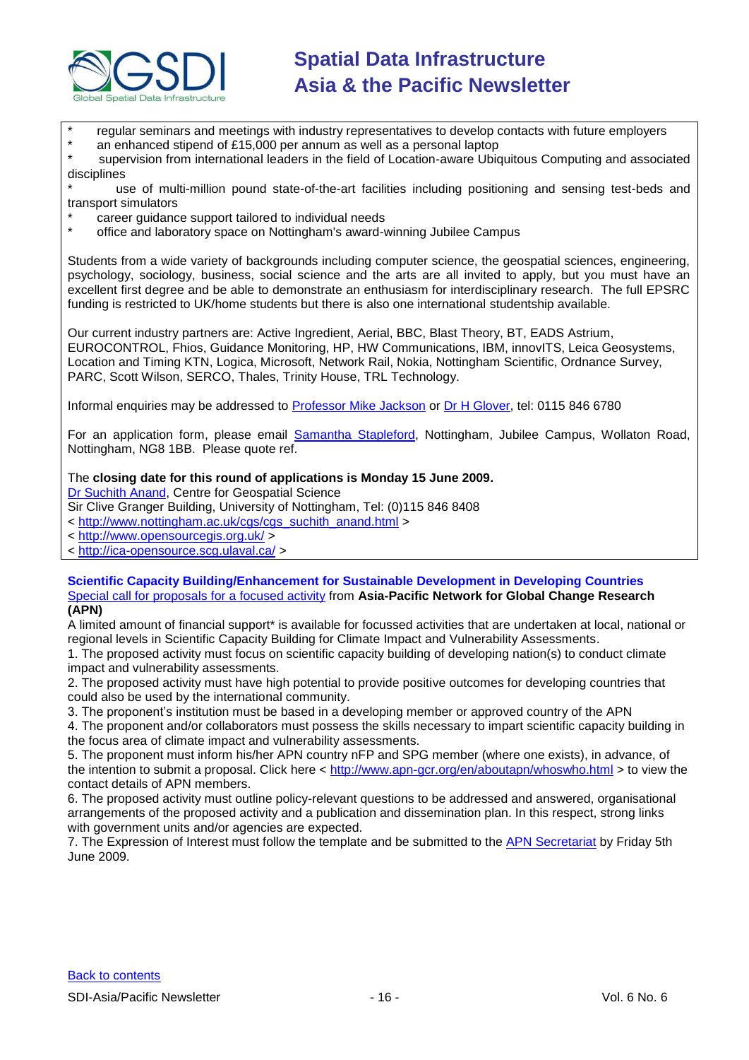* regular seminars and meetings with industry representatives to develop contacts with future employers
* an enhanced stipend of £15,000 per annum as well as a personal laptop
* supervision from international leaders in the field of Location-aware Ubiquitous Computing and associated disciplines
* use of multi-million pound state-of-the-art facilities including positioning and sensing test-beds and transport simulators
* career guidance support tailored to individual needs
* office and laboratory space on Nottingham's award-winning Jubilee Campus

Students from a wide variety of backgrounds including computer science, the geospatial sciences, engineering, psychology, sociology, business, social science and the arts are all invited to apply, but you must have an excellent first degree and be able to demonstrate an enthusiasm for interdisciplinary research. The full EPSRC funding is restricted to UK/home students but there is also one international studentship available.

Our current industry partners are: Active Ingredient, Aerial, BBC, Blast Theory, BT, EADS Astrium, EUROCONTROL, Fhios, Guidance Monitoring, HP, HW Communications, IBM, innovITS, Leica Geosystems, Location and Timing KTN, Logica, Microsoft, Network Rail, Nokia, Nottingham Scientific, Ordnance Survey, PARC, Scott Wilson, SERCO, Thales, Trinity House, TRL Technology.

Informal enquiries may be addressed to Professor Mike Jackson or Dr H Glover, tel: 0115 846 6780

For an application form, please email Samantha Stapleford, Nottingham, Jubilee Campus, Wollaton Road, Nottingham, NG8 1BB. Please quote ref.

The **closing date for this round of applications is Monday 15 June 2009.**
Dr Suchith Anand, Centre for Geospatial Science
Sir Clive Granger Building, University of Nottingham, Tel: (0)115 846 8408
< http://www.nottingham.ac.uk/cgs/cgs_suchith_anand.html >
< http://www.opensourcegis.org.uk/ >
< http://ica-opensource.scg.ulaval.ca/ >

**Scientific Capacity Building/Enhancement for Sustainable Development in Developing Countries**
Special call for proposals for a focused activity from **Asia-Pacific Network for Global Change Research (APN)**
A limited amount of financial support* is available for focussed activities that are undertaken at local, national or regional levels in Scientific Capacity Building for Climate Impact and Vulnerability Assessments.
1. The proposed activity must focus on scientific capacity building of developing nation(s) to conduct climate impact and vulnerability assessments.
2. The proposed activity must have high potential to provide positive outcomes for developing countries that could also be used by the international community.
3. The proponent's institution must be based in a developing member or approved country of the APN
4. The proponent and/or collaborators must possess the skills necessary to impart scientific capacity building in the focus area of climate impact and vulnerability assessments.
5. The proponent must inform his/her APN country nFP and SPG member (where one exists), in advance, of the intention to submit a proposal. Click here < http://www.apn-gcr.org/en/aboutapn/whoswho.html > to view the contact details of APN members.
6. The proposed activity must outline policy-relevant questions to be addressed and answered, organisational arrangements of the proposed activity and a publication and dissemination plan. In this respect, strong links with government units and/or agencies are expected.
7. The Expression of Interest must follow the template and be submitted to the APN Secretariat by Friday 5th June 2009.

Back to contents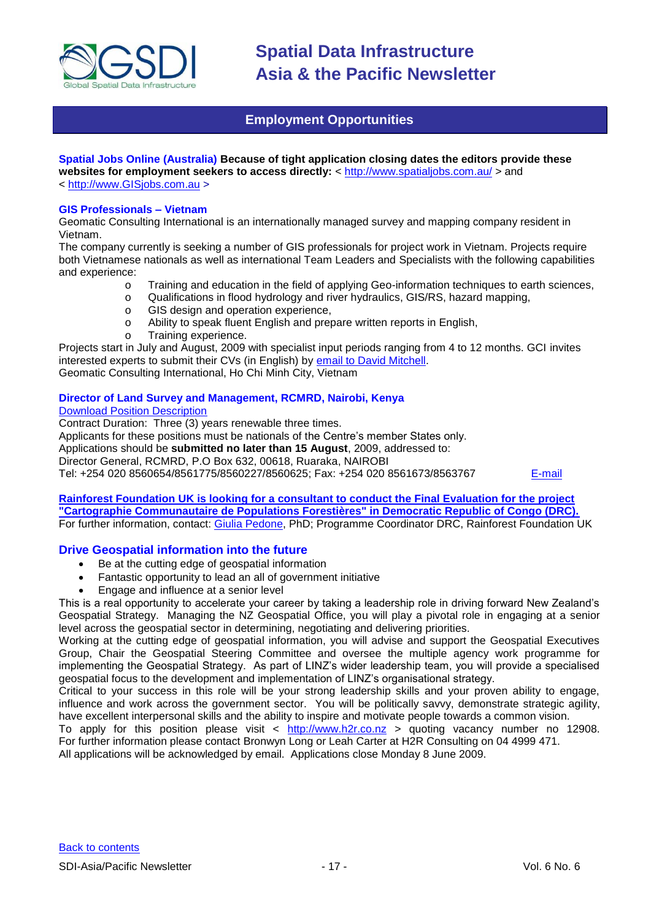## Employment Opportunities

**Spatial Jobs Online (Australia) Because of tight application closing dates the editors provide these websites for employment seekers to access directly:** < http://www.spatialjobs.com.au/ > and < http://www.GISjobs.com.au >

**GIS Professionals – Vietnam**

Geomatic Consulting International is an internationally managed survey and mapping company resident in Vietnam.

The company currently is seeking a number of GIS professionals for project work in Vietnam. Projects require both Vietnamese nationals as well as international Team Leaders and Specialists with the following capabilities and experience:

- Training and education in the field of applying Geo-information techniques to earth sciences,
- Qualifications in flood hydrology and river hydraulics, GIS/RS, hazard mapping,
- GIS design and operation experience,
- Ability to speak fluent English and prepare written reports in English,
- Training experience.

Projects start in July and August, 2009 with specialist input periods ranging from 4 to 12 months. GCI invites interested experts to submit their CVs (in English) by email to David Mitchell.

Geomatic Consulting International, Ho Chi Minh City, Vietnam

**Director of Land Survey and Management, RCMRD, Nairobi, Kenya**

Download Position Description

Contract Duration: Three (3) years renewable three times.

Applicants for these positions must be nationals of the Centre's member States only.

Applications should be **submitted no later than 15 August**, 2009, addressed to:

Director General, RCMRD, P.O Box 632, 00618, Ruaraka, NAIROBI

Tel: +254 020 8560654/8561775/8560227/8560625; Fax: +254 020 8561673/8563767 E-mail

**Rainforest Foundation UK is looking for a consultant to conduct the Final Evaluation for the project "Cartographie Communautaire de Populations Forestières" in Democratic Republic of Congo (DRC).**

For further information, contact: Giulia Pedone, PhD; Programme Coordinator DRC, Rainforest Foundation UK

### Drive Geospatial information into the future

- Be at the cutting edge of geospatial information
- Fantastic opportunity to lead an all of government initiative
- Engage and influence at a senior level

This is a real opportunity to accelerate your career by taking a leadership role in driving forward New Zealand's Geospatial Strategy. Managing the NZ Geospatial Office, you will play a pivotal role in engaging at a senior level across the geospatial sector in determining, negotiating and delivering priorities.

Working at the cutting edge of geospatial information, you will advise and support the Geospatial Executives Group, Chair the Geospatial Steering Committee and oversee the multiple agency work programme for implementing the Geospatial Strategy. As part of LINZ's wider leadership team, you will provide a specialised geospatial focus to the development and implementation of LINZ's organisational strategy.

Critical to your success in this role will be your strong leadership skills and your proven ability to engage, influence and work across the government sector. You will be politically savvy, demonstrate strategic agility, have excellent interpersonal skills and the ability to inspire and motivate people towards a common vision.

To apply for this position please visit < http://www.h2r.co.nz > quoting vacancy number no 12908. For further information please contact Bronwyn Long or Leah Carter at H2R Consulting on 04 4999 471.

All applications will be acknowledged by email. Applications close Monday 8 June 2009.

Back to contents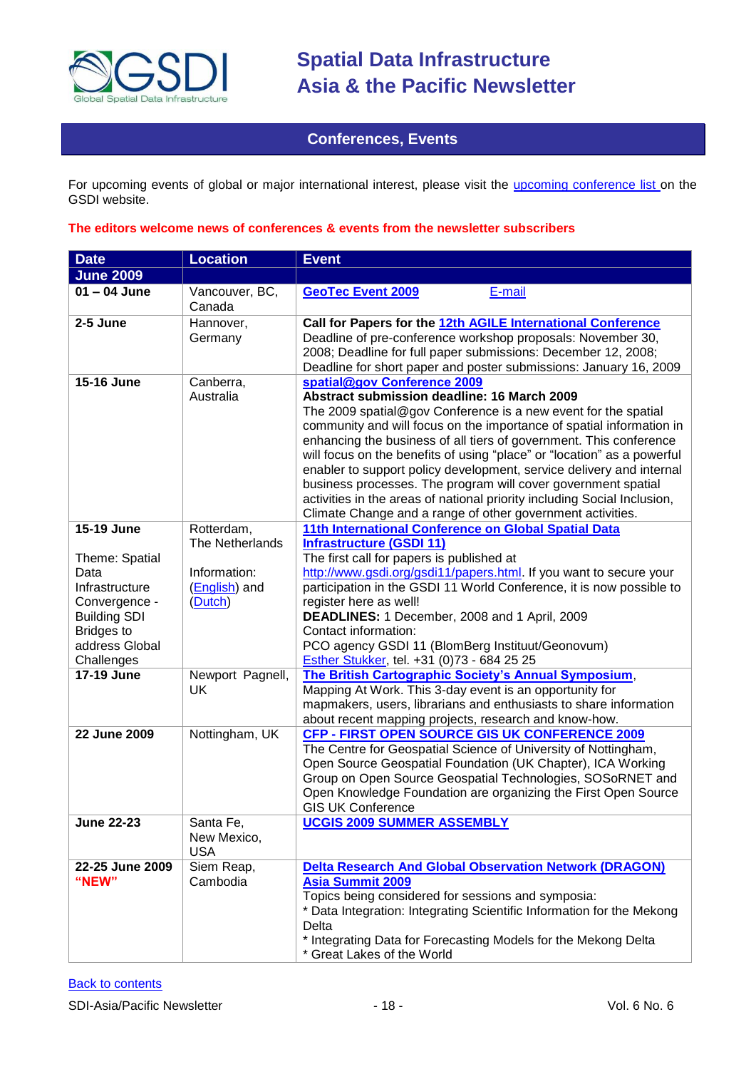## Conferences, Events

For upcoming events of global or major international interest, please visit the upcoming conference list on the GSDI website.

**The editors welcome news of conferences & events from the newsletter subscribers**

| Date | Location | Event |
|---|---|---|
| **June 2009** | | |
| **01 – 04 June** | Vancouver, BC, Canada | **GeoTec Event 2009** E-mail |
| **2-5 June** | Hannover, Germany | **Call for Papers for the 12th AGILE International Conference** Deadline of pre-conference workshop proposals: November 30, 2008; Deadline for full paper submissions: December 12, 2008; Deadline for short paper and poster submissions: January 16, 2009 |
| **15-16 June** | Canberra, Australia | **spatial@gov Conference 2009** **Abstract submission deadline: 16 March 2009** The 2009 spatial@gov Conference is a new event for the spatial community and will focus on the importance of spatial information in enhancing the business of all tiers of government. This conference will focus on the benefits of using "place" or "location" as a powerful enabler to support policy development, service delivery and internal business processes. The program will cover government spatial activities in the areas of national priority including Social Inclusion, Climate Change and a range of other government activities. |
| **15-19 June** Theme: Spatial Data Infrastructure Convergence - Building SDI Bridges to address Global Challenges | Rotterdam, The Netherlands Information: (English) and (Dutch) | **11th International Conference on Global Spatial Data Infrastructure (GSDI 11)** The first call for papers is published at http://www.gsdi.org/gsdi11/papers.html. If you want to secure your participation in the GSDI 11 World Conference, it is now possible to register here as well! **DEADLINES:** 1 December, 2008 and 1 April, 2009 Contact information: PCO agency GSDI 11 (BlomBerg Instituut/Geonovum) Esther Stukker, tel. +31 (0)73 - 684 25 25 |
| **17-19 June** | Newport Pagnell, UK | **The British Cartographic Society's Annual Symposium**, Mapping At Work. This 3-day event is an opportunity for mapmakers, users, librarians and enthusiasts to share information about recent mapping projects, research and know-how. |
| **22 June 2009** | Nottingham, UK | **CFP - FIRST OPEN SOURCE GIS UK CONFERENCE 2009** The Centre for Geospatial Science of University of Nottingham, Open Source Geospatial Foundation (UK Chapter), ICA Working Group on Open Source Geospatial Technologies, SOSoRNET and Open Knowledge Foundation are organizing the First Open Source GIS UK Conference |
| **June 22-23** | Santa Fe, New Mexico, USA | **UCGIS 2009 SUMMER ASSEMBLY** |
| **22-25 June 2009** **"NEW"** | Siem Reap, Cambodia | **Delta Research And Global Observation Network (DRAGON) Asia Summit 2009** Topics being considered for sessions and symposia: * Data Integration: Integrating Scientific Information for the Mekong Delta * Integrating Data for Forecasting Models for the Mekong Delta * Great Lakes of the World |

Back to contents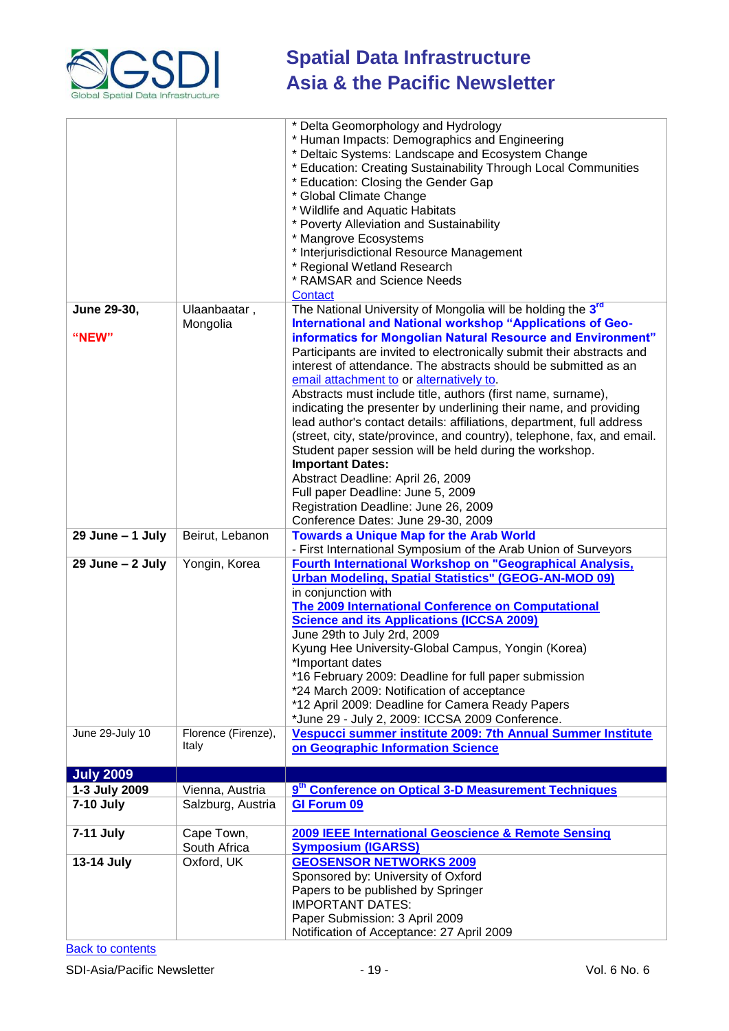| | | |
|---|---|---|
| | | * Delta Geomorphology and Hydrology<br>* Human Impacts: Demographics and Engineering<br>* Deltaic Systems: Landscape and Ecosystem Change<br>* Education: Creating Sustainability Through Local Communities<br>* Education: Closing the Gender Gap<br>* Global Climate Change<br>* Wildlife and Aquatic Habitats<br>* Poverty Alleviation and Sustainability<br>* Mangrove Ecosystems<br>* Interjurisdictional Resource Management<br>* Regional Wetland Research<br>* RAMSAR and Science Needs<br>Contact |
| **June 29-30,**<br><br>**"NEW"** | Ulaanbaatar , Mongolia | The National University of Mongolia will be holding the 3rd **International and National workshop "Applications of Geo-informatics for Mongolian Natural Resource and Environment"**<br>Participants are invited to electronically submit their abstracts and interest of attendance. The abstracts should be submitted as an email attachment to or alternatively to.<br>Abstracts must include title, authors (first name, surname), indicating the presenter by underlining their name, and providing lead author's contact details: affiliations, department, full address (street, city, state/province, and country), telephone, fax, and email.<br>Student paper session will be held during the workshop.<br>**Important Dates:**<br>Abstract Deadline: April 26, 2009<br>Full paper Deadline: June 5, 2009<br>Registration Deadline: June 26, 2009<br>Conference Dates: June 29-30, 2009 |
| **29 June – 1 July** | Beirut, Lebanon | **Towards a Unique Map for the Arab World**<br>- First International Symposium of the Arab Union of Surveyors |
| **29 June – 2 July** | Yongin, Korea | **Fourth International Workshop on "Geographical Analysis, Urban Modeling, Spatial Statistics" (GEOG-AN-MOD 09)**<br>in conjunction with<br>**The 2009 International Conference on Computational Science and its Applications (ICCSA 2009)**<br>June 29th to July 2rd, 2009<br>Kyung Hee University-Global Campus, Yongin (Korea)<br>*Important dates<br>*16 February 2009: Deadline for full paper submission<br>*24 March 2009: Notification of acceptance<br>*12 April 2009: Deadline for Camera Ready Papers<br>*June 29 - July 2, 2009: ICCSA 2009 Conference. |
| June 29-July 10 | Florence (Firenze), Italy | **Vespucci summer institute 2009: 7th Annual Summer Institute on Geographic Information Science** |
| **July 2009** | | |
| **1-3 July 2009** | Vienna, Austria | **9th Conference on Optical 3-D Measurement Techniques** |
| **7-10 July** | Salzburg, Austria | **GI Forum 09** |
| **7-11 July** | Cape Town, South Africa | **2009 IEEE International Geoscience & Remote Sensing Symposium (IGARSS)** |
| **13-14 July** | Oxford, UK | **GEOSENSOR NETWORKS 2009**<br>Sponsored by: University of Oxford<br>Papers to be published by Springer<br>IMPORTANT DATES:<br>Paper Submission: 3 April 2009<br>Notification of Acceptance: 27 April 2009 |

Back to contents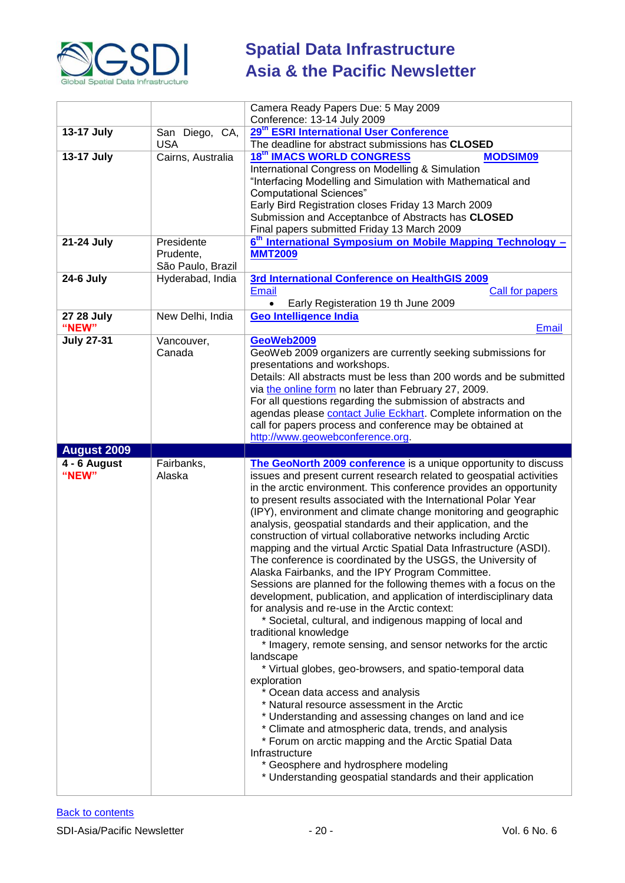| | | |
|---|---|---|
| | | Camera Ready Papers Due: 5 May 2009<br>Conference: 13-14 July 2009 |
| **13-17 July** | San Diego, CA, USA | **29th ESRI International User Conference**<br>The deadline for abstract submissions has **CLOSED** |
| **13-17 July** | Cairns, Australia | **18th IMACS WORLD CONGRESS** **MODSIM09**<br>International Congress on Modelling & Simulation<br>"Interfacing Modelling and Simulation with Mathematical and Computational Sciences"<br>Early Bird Registration closes Friday 13 March 2009<br>Submission and Acceptanbce of Abstracts has **CLOSED**<br>Final papers submitted Friday 13 March 2009 |
| **21-24 July** | Presidente Prudente, São Paulo, Brazil | **6th International Symposium on Mobile Mapping Technology – MMT2009** |
| **24-6 July** | Hyderabad, India | **3rd International Conference on HealthGIS 2009**<br>Email Call for papers<br>• Early Registeration 19 th June 2009 |
| **27 28 July "NEW"** | New Delhi, India | **Geo Intelligence India**<br>Email |
| **July 27-31** | Vancouver, Canada | **GeoWeb2009**<br>GeoWeb 2009 organizers are currently seeking submissions for presentations and workshops.<br>Details: All abstracts must be less than 200 words and be submitted via the online form no later than February 27, 2009.<br>For all questions regarding the submission of abstracts and agendas please contact Julie Eckhart. Complete information on the call for papers process and conference may be obtained at http://www.geowebconference.org. |
| **August 2009** | | |
| **4 - 6 August "NEW"** | Fairbanks, Alaska | **The GeoNorth 2009 conference** is a unique opportunity to discuss issues and present current research related to geospatial activities in the arctic environment. This conference provides an opportunity to present results associated with the International Polar Year (IPY), environment and climate change monitoring and geographic analysis, geospatial standards and their application, and the construction of virtual collaborative networks including Arctic mapping and the virtual Arctic Spatial Data Infrastructure (ASDI). The conference is coordinated by the USGS, the University of Alaska Fairbanks, and the IPY Program Committee.<br>Sessions are planned for the following themes with a focus on the development, publication, and application of interdisciplinary data for analysis and re-use in the Arctic context:<br>* Societal, cultural, and indigenous mapping of local and traditional knowledge<br>* Imagery, remote sensing, and sensor networks for the arctic landscape<br>* Virtual globes, geo-browsers, and spatio-temporal data exploration<br>* Ocean data access and analysis<br>* Natural resource assessment in the Arctic<br>* Understanding and assessing changes on land and ice<br>* Climate and atmospheric data, trends, and analysis<br>* Forum on arctic mapping and the Arctic Spatial Data Infrastructure<br>* Geosphere and hydrosphere modeling<br>* Understanding geospatial standards and their application |

Back to contents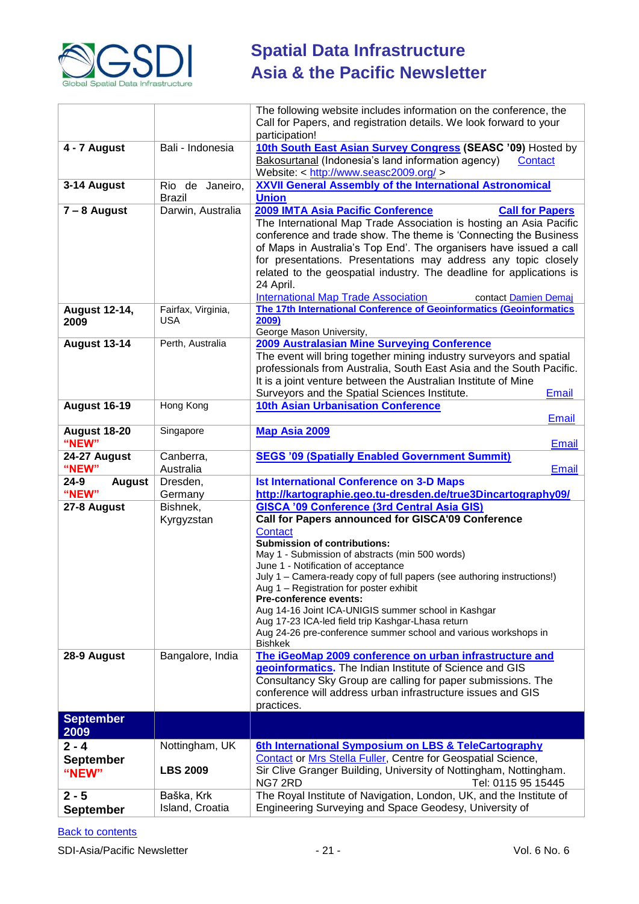| | | |
|---|---|---|
| | | The following website includes information on the conference, the Call for Papers, and registration details. We look forward to your participation! |
| **4 - 7 August** | Bali - Indonesia | **10th South East Asian Survey Congress (SEASC '09)** Hosted by Bakosurtanal (Indonesia's land information agency) Contact Website: < http://www.seasc2009.org/ > |
| **3-14 August** | Rio de Janeiro, Brazil | **XXVII General Assembly of the International Astronomical Union** |
| **7 – 8 August** | Darwin, Australia | **2009 IMTA Asia Pacific Conference** **Call for Papers** The International Map Trade Association is hosting an Asia Pacific conference and trade show. The theme is 'Connecting the Business of Maps in Australia's Top End'. The organisers have issued a call for presentations. Presentations may address any topic closely related to the geospatial industry. The deadline for applications is 24 April. International Map Trade Association contact Damien Demaj |
| **August 12-14, 2009** | Fairfax, Virginia, USA | **The 17th International Conference of Geoinformatics (Geoinformatics 2009)** George Mason University, |
| **August 13-14** | Perth, Australia | **2009 Australasian Mine Surveying Conference** The event will bring together mining industry surveyors and spatial professionals from Australia, South East Asia and the South Pacific. It is a joint venture between the Australian Institute of Mine Surveyors and the Spatial Sciences Institute. Email |
| **August 16-19** | Hong Kong | **10th Asian Urbanisation Conference** Email |
| **August 18-20 "NEW"** | Singapore | **Map Asia 2009** Email |
| **24-27 August "NEW"** | Canberra, Australia | **SEGS '09 (Spatially Enabled Government Summit)** Email |
| **24-9 August "NEW"** | Dresden, Germany | **Ist International Conference on 3-D Maps** **http://kartographie.geo.tu-dresden.de/true3Dincartography09/** |
| **27-8 August** | Bishnek, Kyrgyzstan | **GISCA '09 Conference (3rd Central Asia GIS)** **Call for Papers announced for GISCA'09 Conference** Contact **Submission of contributions:** May 1 - Submission of abstracts (min 500 words) June 1 - Notification of acceptance July 1 – Camera-ready copy of full papers (see authoring instructions!) Aug 1 – Registration for poster exhibit **Pre-conference events:** Aug 14-16 Joint ICA-UNIGIS summer school in Kashgar Aug 17-23 ICA-led field trip Kashgar-Lhasa return Aug 24-26 pre-conference summer school and various workshops in Bishkek |
| **28-9 August** | Bangalore, India | **The iGeoMap 2009 conference on urban infrastructure and geoinformatics.** The Indian Institute of Science and GIS Consultancy Sky Group are calling for paper submissions. The conference will address urban infrastructure issues and GIS practices. |
| **September 2009** | | |
| **2 - 4 September "NEW"** | Nottingham, UK **LBS 2009** | **6th International Symposium on LBS & TeleCartography** Contact or Mrs Stella Fuller, Centre for Geospatial Science, Sir Clive Granger Building, University of Nottingham, Nottingham. NG7 2RD Tel: 0115 95 15445 |
| **2 - 5 September** | Baška, Krk Island, Croatia | The Royal Institute of Navigation, London, UK, and the Institute of Engineering Surveying and Space Geodesy, University of |

Back to contents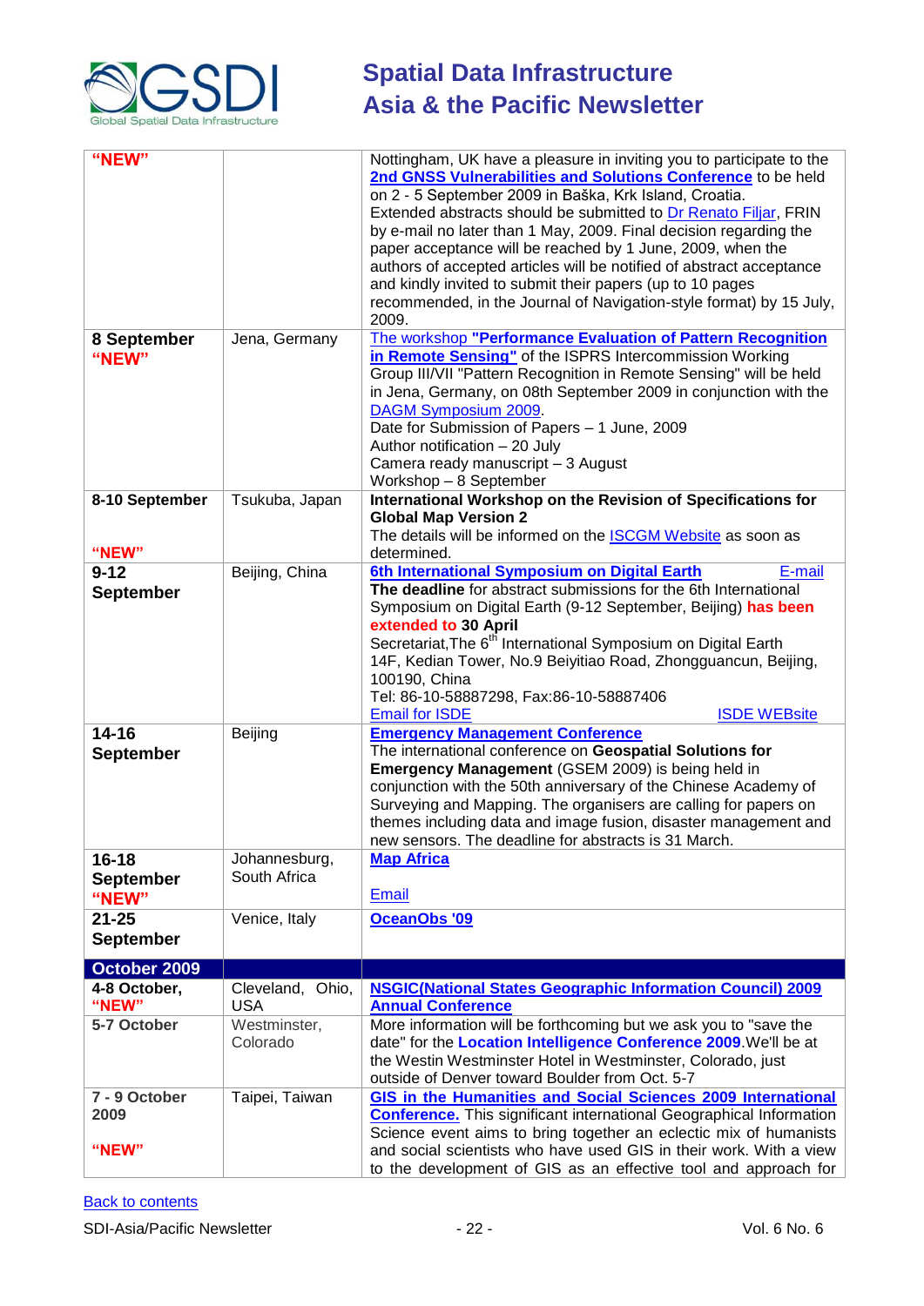| | | |
|---|---|---|
| **"NEW"** | | Nottingham, UK have a pleasure in inviting you to participate to the **2nd GNSS Vulnerabilities and Solutions Conference** to be held on 2 - 5 September 2009 in Baška, Krk Island, Croatia. Extended abstracts should be submitted to Dr Renato Filjar, FRIN by e-mail no later than 1 May, 2009. Final decision regarding the paper acceptance will be reached by 1 June, 2009, when the authors of accepted articles will be notified of abstract acceptance and kindly invited to submit their papers (up to 10 pages recommended, in the Journal of Navigation-style format) by 15 July, 2009. |
| **8 September "NEW"** | Jena, Germany | The workshop **"Performance Evaluation of Pattern Recognition in Remote Sensing"** of the ISPRS Intercommission Working Group III/VII "Pattern Recognition in Remote Sensing" will be held in Jena, Germany, on 08th September 2009 in conjunction with the DAGM Symposium 2009.<br>Date for Submission of Papers – 1 June, 2009<br>Author notification – 20 July<br>Camera ready manuscript – 3 August<br>Workshop – 8 September |
| **8-10 September "NEW"** | Tsukuba, Japan | **International Workshop on the Revision of Specifications for Global Map Version 2**<br>The details will be informed on the ISCGM Website as soon as determined. |
| **9-12 September** | Beijing, China | **6th International Symposium on Digital Earth** E-mail<br>**The deadline** for abstract submissions for the 6th International Symposium on Digital Earth (9-12 September, Beijing) **has been extended to 30 April**<br>Secretariat,The 6th International Symposium on Digital Earth 14F, Kedian Tower, No.9 Beiyitiao Road, Zhongguancun, Beijing, 100190, China<br>Tel: 86-10-58887298, Fax:86-10-58887406<br>Email for ISDE ISDE WEBsite |
| **14-16 September** | Beijing | **Emergency Management Conference**<br>The international conference on **Geospatial Solutions for Emergency Management** (GSEM 2009) is being held in conjunction with the 50th anniversary of the Chinese Academy of Surveying and Mapping. The organisers are calling for papers on themes including data and image fusion, disaster management and new sensors. The deadline for abstracts is 31 March. |
| **16-18 September "NEW"** | Johannesburg, South Africa | **Map Africa**<br>Email |
| **21-25 September** | Venice, Italy | **OceanObs '09** |
| **October 2009** | | |
| **4-8 October, "NEW"** | Cleveland, Ohio, USA | **NSGIC(National States Geographic Information Council) 2009 Annual Conference** |
| **5-7 October** | Westminster, Colorado | More information will be forthcoming but we ask you to "save the date" for the **Location Intelligence Conference 2009**.We'll be at the Westin Westminster Hotel in Westminster, Colorado, just outside of Denver toward Boulder from Oct. 5-7 |
| **7 - 9 October 2009 "NEW"** | Taipei, Taiwan | **GIS in the Humanities and Social Sciences 2009 International Conference.** This significant international Geographical Information Science event aims to bring together an eclectic mix of humanists and social scientists who have used GIS in their work. With a view to the development of GIS as an effective tool and approach for |

Back to contents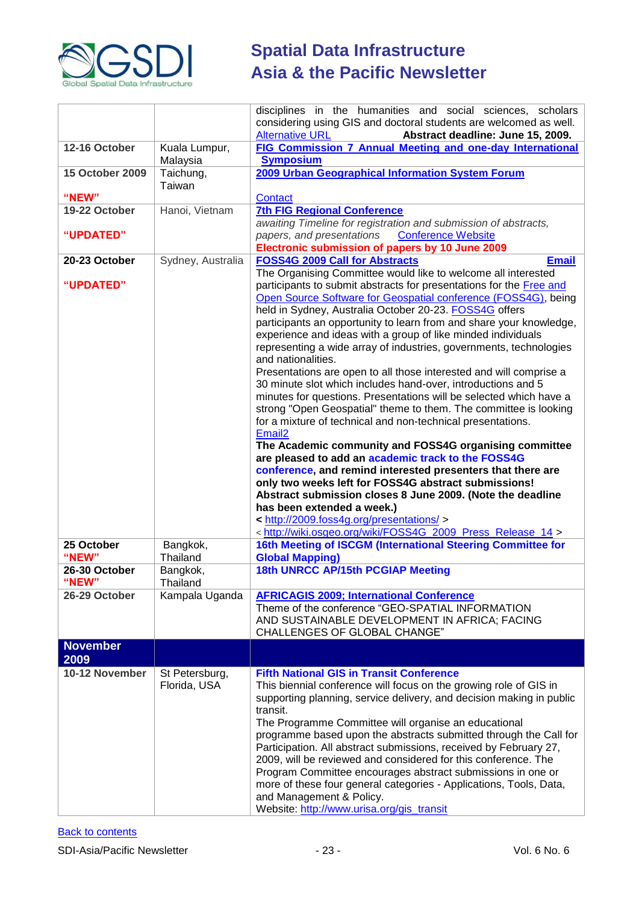| | | |
|---|---|---|
| | | disciplines in the humanities and social sciences, scholars considering using GIS and doctoral students are welcomed as well. Alternative URL **Abstract deadline: June 15, 2009.** |
| **12-16 October** | Kuala Lumpur, Malaysia | **FIG Commission 7 Annual Meeting and one-day International Symposium** |
| **15 October 2009** **"NEW"** | Taichung, Taiwan | **2009 Urban Geographical Information System Forum** Contact |
| **19-22 October** **"UPDATED"** | Hanoi, Vietnam | **7th FIG Regional Conference** *awaiting Timeline for registration and submission of abstracts, papers, and presentations* Conference Website **Electronic submission of papers by 10 June 2009** |
| **20-23 October** **"UPDATED"** | Sydney, Australia | **FOSS4G 2009 Call for Abstracts** **Email** The Organising Committee would like to welcome all interested participants to submit abstracts for presentations for the Free and Open Source Software for Geospatial conference (FOSS4G), being held in Sydney, Australia October 20-23. FOSS4G offers participants an opportunity to learn from and share your knowledge, experience and ideas with a group of like minded individuals representing a wide array of industries, governments, technologies and nationalities. Presentations are open to all those interested and will comprise a 30 minute slot which includes hand-over, introductions and 5 minutes for questions. Presentations will be selected which have a strong "Open Geospatial" theme to them. The committee is looking for a mixture of technical and non-technical presentations. Email2 **The Academic community and FOSS4G organising committee are pleased to add an academic track to the FOSS4G conference, and remind interested presenters that there are only two weeks left for FOSS4G abstract submissions! Abstract submission closes 8 June 2009. (Note the deadline has been extended a week.)** < http://2009.foss4g.org/presentations/ > < http://wiki.osgeo.org/wiki/FOSS4G_2009_Press_Release_14 > |
| **25 October** **"NEW"** | Bangkok, Thailand | **16th Meeting of ISCGM (International Steering Committee for Global Mapping)** |
| **26-30 October** **"NEW"** | Bangkok, Thailand | **18th UNRCC AP/15th PCGIAP Meeting** |
| **26-29 October** | Kampala Uganda | **AFRICAGIS 2009; International Conference** Theme of the conference "GEO-SPATIAL INFORMATION AND SUSTAINABLE DEVELOPMENT IN AFRICA; FACING CHALLENGES OF GLOBAL CHANGE" |
| **November 2009** | | |
| **10-12 November** | St Petersburg, Florida, USA | **Fifth National GIS in Transit Conference** This biennial conference will focus on the growing role of GIS in supporting planning, service delivery, and decision making in public transit. The Programme Committee will organise an educational programme based upon the abstracts submitted through the Call for Participation. All abstract submissions, received by February 27, 2009, will be reviewed and considered for this conference. The Program Committee encourages abstract submissions in one or more of these four general categories - Applications, Tools, Data, and Management & Policy. Website: http://www.urisa.org/gis_transit |

Back to contents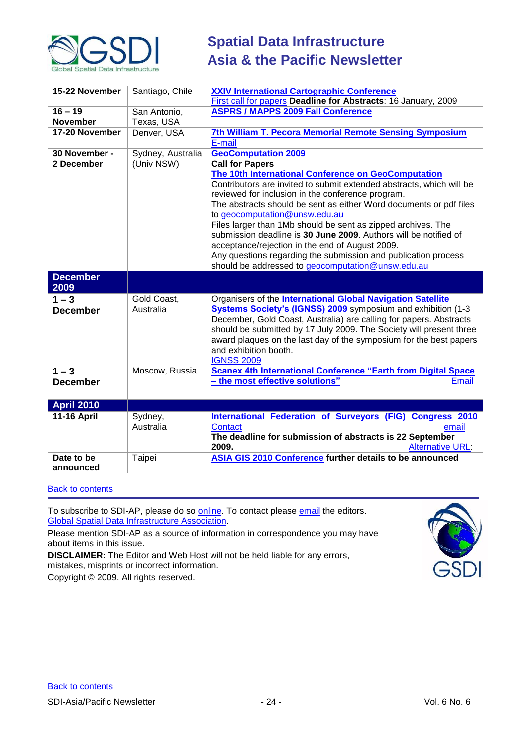| | | |
|---|---|---|
| **15-22 November** | Santiago, Chile | **XXIV International Cartographic Conference** First call for papers **Deadline for Abstracts**: 16 January, 2009 |
| **16 – 19 November** | San Antonio, Texas, USA | **ASPRS / MAPPS 2009 Fall Conference** |
| **17-20 November** | Denver, USA | **7th William T. Pecora Memorial Remote Sensing Symposium** E-mail |
| **30 November - 2 December** | Sydney, Australia (Univ NSW) | **GeoComputation 2009**<br>**Call for Papers**<br>**The 10th International Conference on GeoComputation**<br>Contributors are invited to submit extended abstracts, which will be reviewed for inclusion in the conference program.<br>The abstracts should be sent as either Word documents or pdf files to geocomputation@unsw.edu.au<br>Files larger than 1Mb should be sent as zipped archives. The submission deadline is **30 June 2009**. Authors will be notified of acceptance/rejection in the end of August 2009.<br>Any questions regarding the submission and publication process should be addressed to geocomputation@unsw.edu.au |
| **December 2009** | | |
| **1 – 3 December** | Gold Coast, Australia | Organisers of the **International Global Navigation Satellite Systems Society's (IGNSS) 2009** symposium and exhibition (1-3 December, Gold Coast, Australia) are calling for papers. Abstracts should be submitted by 17 July 2009. The Society will present three award plaques on the last day of the symposium for the best papers and exhibition booth.<br>IGNSS 2009 |
| **1 – 3 December** | Moscow, Russia | **Scanex 4th International Conference "Earth from Digital Space – the most effective solutions"** Email |
| **April 2010** | | |
| **11-16 April** | Sydney, Australia | **International Federation of Surveyors (FIG) Congress 2010** Contact email<br>**The deadline for submission of abstracts is 22 September 2009.** Alternative URL: |
| **Date to be announced** | Taipei | **ASIA GIS 2010 Conference further details to be announced** |

Back to contents

To subscribe to SDI-AP, please do so online. To contact please email the editors. Global Spatial Data Infrastructure Association.

Please mention SDI-AP as a source of information in correspondence you may have about items in this issue.

**DISCLAIMER:** The Editor and Web Host will not be held liable for any errors, mistakes, misprints or incorrect information.

Copyright © 2009. All rights reserved.

Back to contents